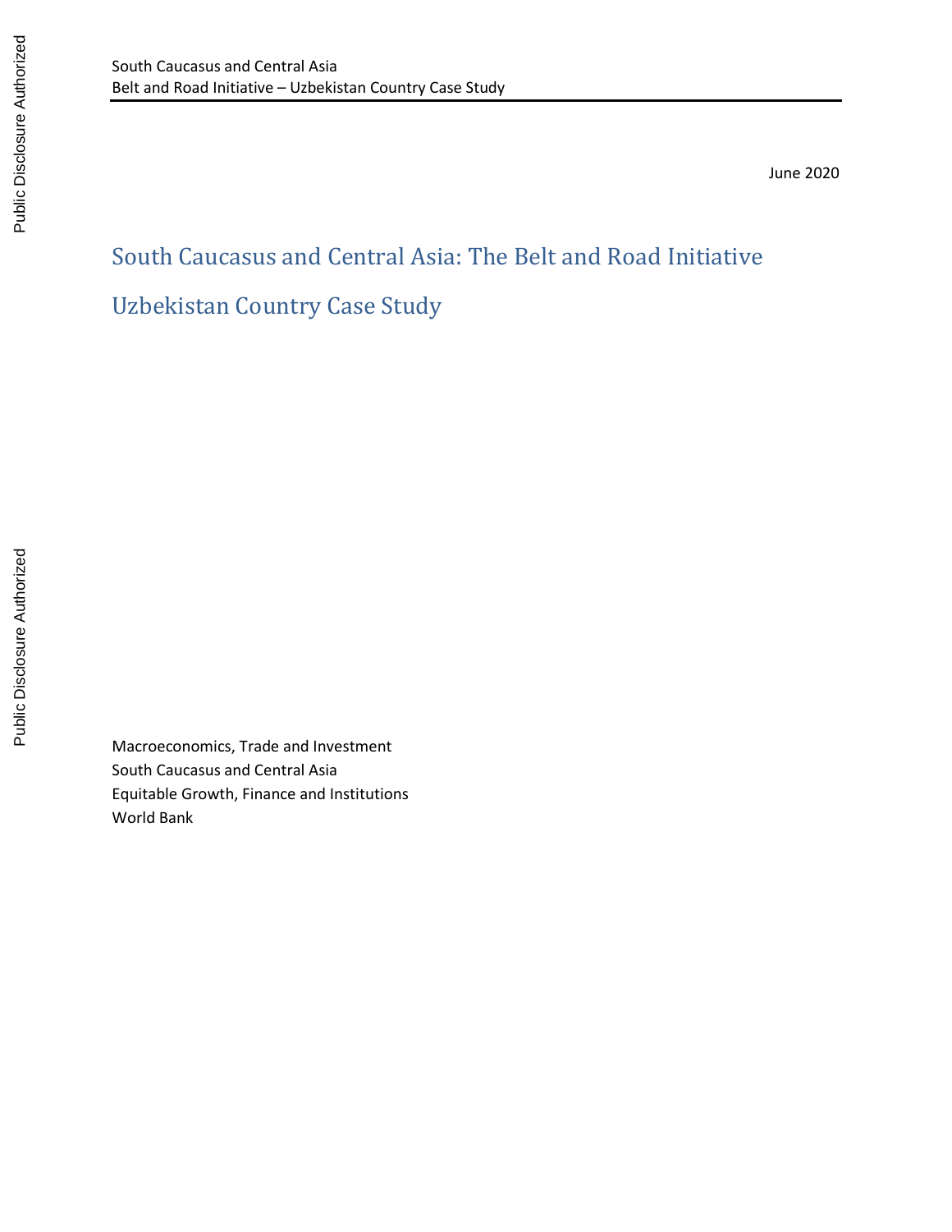South Caucasus and Central Asia
Belt and Road Initiative – Uzbekistan Country Case Study

June 2020

# South Caucasus and Central Asia: The Belt and Road Initiative

# Uzbekistan Country Case Study

Macroeconomics, Trade and Investment
South Caucasus and Central Asia
Equitable Growth, Finance and Institutions
World Bank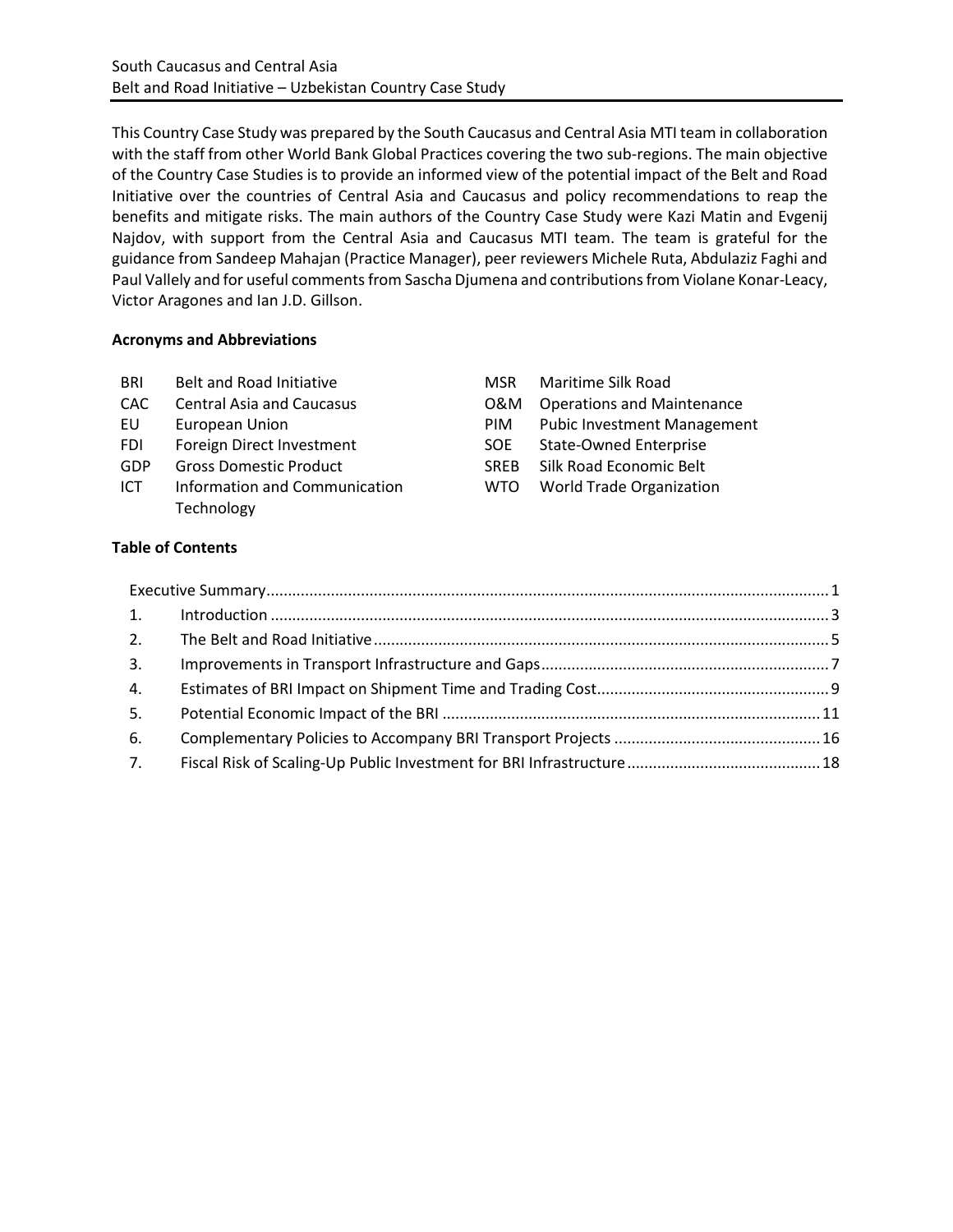This Country Case Study was prepared by the South Caucasus and Central Asia MTI team in collaboration with the staff from other World Bank Global Practices covering the two sub-regions. The main objective of the Country Case Studies is to provide an informed view of the potential impact of the Belt and Road Initiative over the countries of Central Asia and Caucasus and policy recommendations to reap the benefits and mitigate risks. The main authors of the Country Case Study were Kazi Matin and Evgenij Najdov, with support from the Central Asia and Caucasus MTI team. The team is grateful for the guidance from Sandeep Mahajan (Practice Manager), peer reviewers Michele Ruta, Abdulaziz Faghi and Paul Vallely and for useful comments from Sascha Djumena and contributions from Violane Konar-Leacy, Victor Aragones and Ian J.D. Gillson.

**Acronyms and Abbreviations**

| | |
|---|---|
| BRI | Belt and Road Initiative |
| CAC | Central Asia and Caucasus |
| EU | European Union |
| FDI | Foreign Direct Investment |
| GDP | Gross Domestic Product |
| ICT | Information and Communication Technology |
| MSR | Maritime Silk Road |
| O&M | Operations and Maintenance |
| PIM | Pubic Investment Management |
| SOE | State-Owned Enterprise |
| SREB | Silk Road Economic Belt |
| WTO | World Trade Organization |

**Table of Contents**

Executive Summary ..... 1
1. Introduction ..... 3
2. The Belt and Road Initiative ..... 5
3. Improvements in Transport Infrastructure and Gaps ..... 7
4. Estimates of BRI Impact on Shipment Time and Trading Cost ..... 9
5. Potential Economic Impact of the BRI ..... 11
6. Complementary Policies to Accompany BRI Transport Projects ..... 16
7. Fiscal Risk of Scaling-Up Public Investment for BRI Infrastructure ..... 18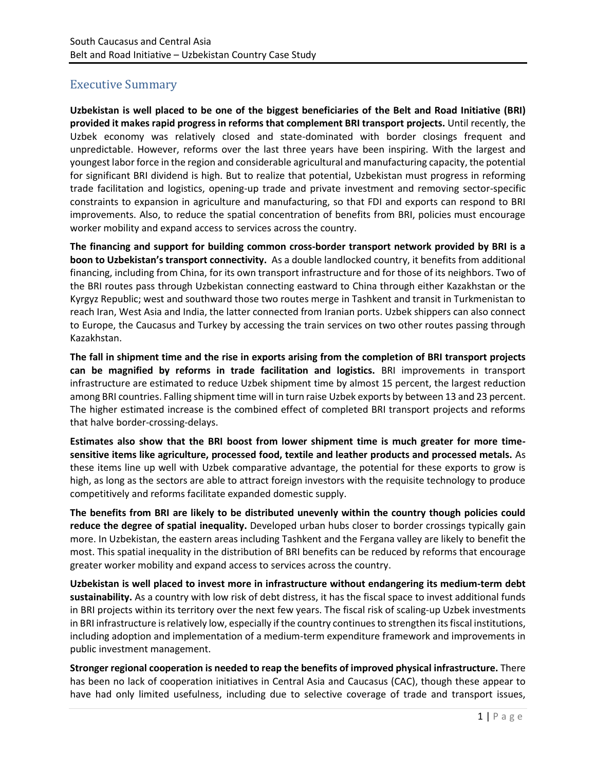## Executive Summary

**Uzbekistan is well placed to be one of the biggest beneficiaries of the Belt and Road Initiative (BRI) provided it makes rapid progress in reforms that complement BRI transport projects.** Until recently, the Uzbek economy was relatively closed and state-dominated with border closings frequent and unpredictable. However, reforms over the last three years have been inspiring. With the largest and youngest labor force in the region and considerable agricultural and manufacturing capacity, the potential for significant BRI dividend is high. But to realize that potential, Uzbekistan must progress in reforming trade facilitation and logistics, opening-up trade and private investment and removing sector-specific constraints to expansion in agriculture and manufacturing, so that FDI and exports can respond to BRI improvements. Also, to reduce the spatial concentration of benefits from BRI, policies must encourage worker mobility and expand access to services across the country.

**The financing and support for building common cross-border transport network provided by BRI is a boon to Uzbekistan's transport connectivity.** As a double landlocked country, it benefits from additional financing, including from China, for its own transport infrastructure and for those of its neighbors. Two of the BRI routes pass through Uzbekistan connecting eastward to China through either Kazakhstan or the Kyrgyz Republic; west and southward those two routes merge in Tashkent and transit in Turkmenistan to reach Iran, West Asia and India, the latter connected from Iranian ports. Uzbek shippers can also connect to Europe, the Caucasus and Turkey by accessing the train services on two other routes passing through Kazakhstan.

**The fall in shipment time and the rise in exports arising from the completion of BRI transport projects can be magnified by reforms in trade facilitation and logistics.** BRI improvements in transport infrastructure are estimated to reduce Uzbek shipment time by almost 15 percent, the largest reduction among BRI countries. Falling shipment time will in turn raise Uzbek exports by between 13 and 23 percent. The higher estimated increase is the combined effect of completed BRI transport projects and reforms that halve border-crossing-delays.

**Estimates also show that the BRI boost from lower shipment time is much greater for more time-sensitive items like agriculture, processed food, textile and leather products and processed metals.** As these items line up well with Uzbek comparative advantage, the potential for these exports to grow is high, as long as the sectors are able to attract foreign investors with the requisite technology to produce competitively and reforms facilitate expanded domestic supply.

**The benefits from BRI are likely to be distributed unevenly within the country though policies could reduce the degree of spatial inequality.** Developed urban hubs closer to border crossings typically gain more. In Uzbekistan, the eastern areas including Tashkent and the Fergana valley are likely to benefit the most. This spatial inequality in the distribution of BRI benefits can be reduced by reforms that encourage greater worker mobility and expand access to services across the country.

**Uzbekistan is well placed to invest more in infrastructure without endangering its medium-term debt sustainability.** As a country with low risk of debt distress, it has the fiscal space to invest additional funds in BRI projects within its territory over the next few years. The fiscal risk of scaling-up Uzbek investments in BRI infrastructure is relatively low, especially if the country continues to strengthen its fiscal institutions, including adoption and implementation of a medium-term expenditure framework and improvements in public investment management.

**Stronger regional cooperation is needed to reap the benefits of improved physical infrastructure.** There has been no lack of cooperation initiatives in Central Asia and Caucasus (CAC), though these appear to have had only limited usefulness, including due to selective coverage of trade and transport issues,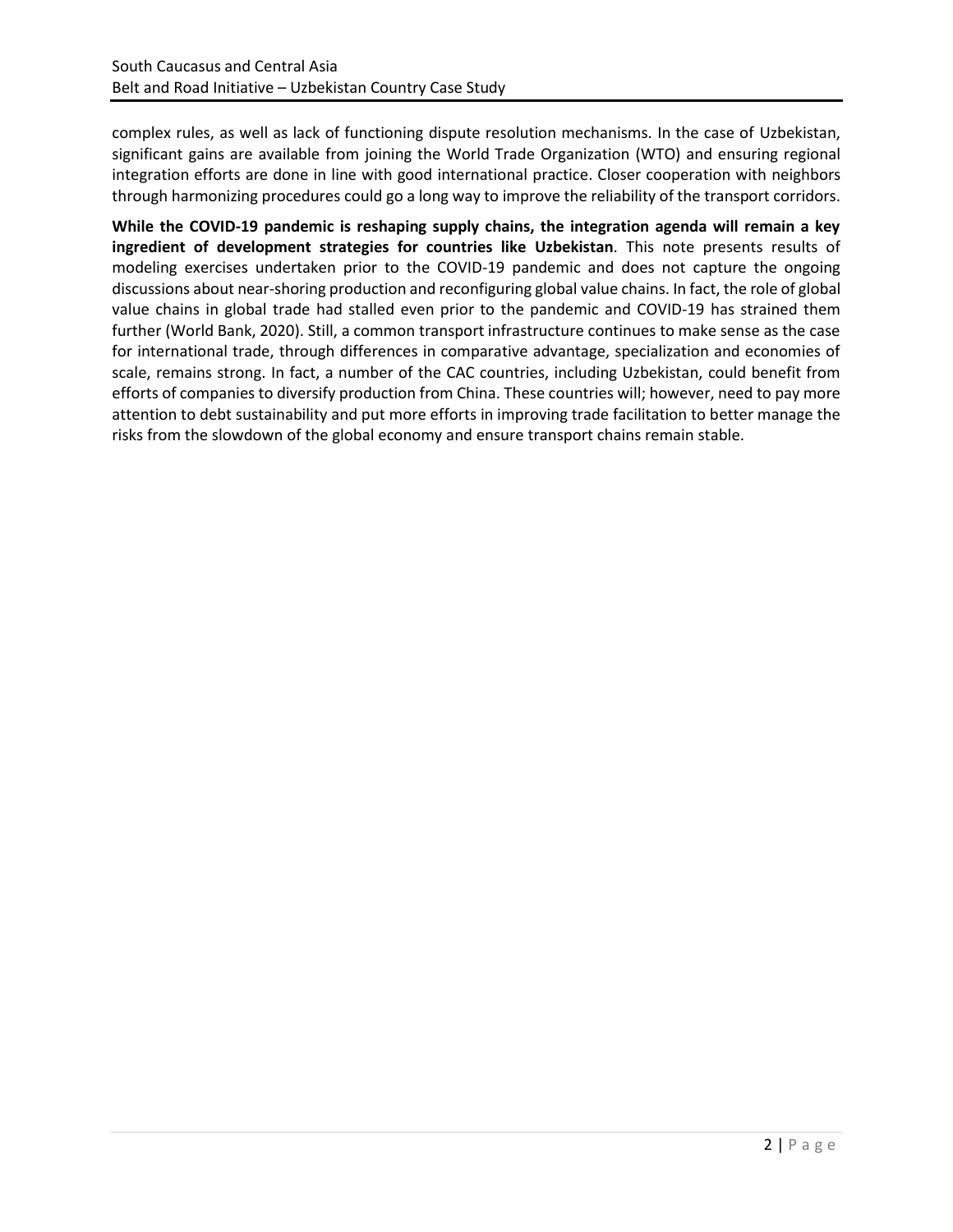complex rules, as well as lack of functioning dispute resolution mechanisms. In the case of Uzbekistan, significant gains are available from joining the World Trade Organization (WTO) and ensuring regional integration efforts are done in line with good international practice. Closer cooperation with neighbors through harmonizing procedures could go a long way to improve the reliability of the transport corridors.

**While the COVID-19 pandemic is reshaping supply chains, the integration agenda will remain a key ingredient of development strategies for countries like Uzbekistan**. This note presents results of modeling exercises undertaken prior to the COVID-19 pandemic and does not capture the ongoing discussions about near-shoring production and reconfiguring global value chains. In fact, the role of global value chains in global trade had stalled even prior to the pandemic and COVID-19 has strained them further (World Bank, 2020). Still, a common transport infrastructure continues to make sense as the case for international trade, through differences in comparative advantage, specialization and economies of scale, remains strong. In fact, a number of the CAC countries, including Uzbekistan, could benefit from efforts of companies to diversify production from China. These countries will; however, need to pay more attention to debt sustainability and put more efforts in improving trade facilitation to better manage the risks from the slowdown of the global economy and ensure transport chains remain stable.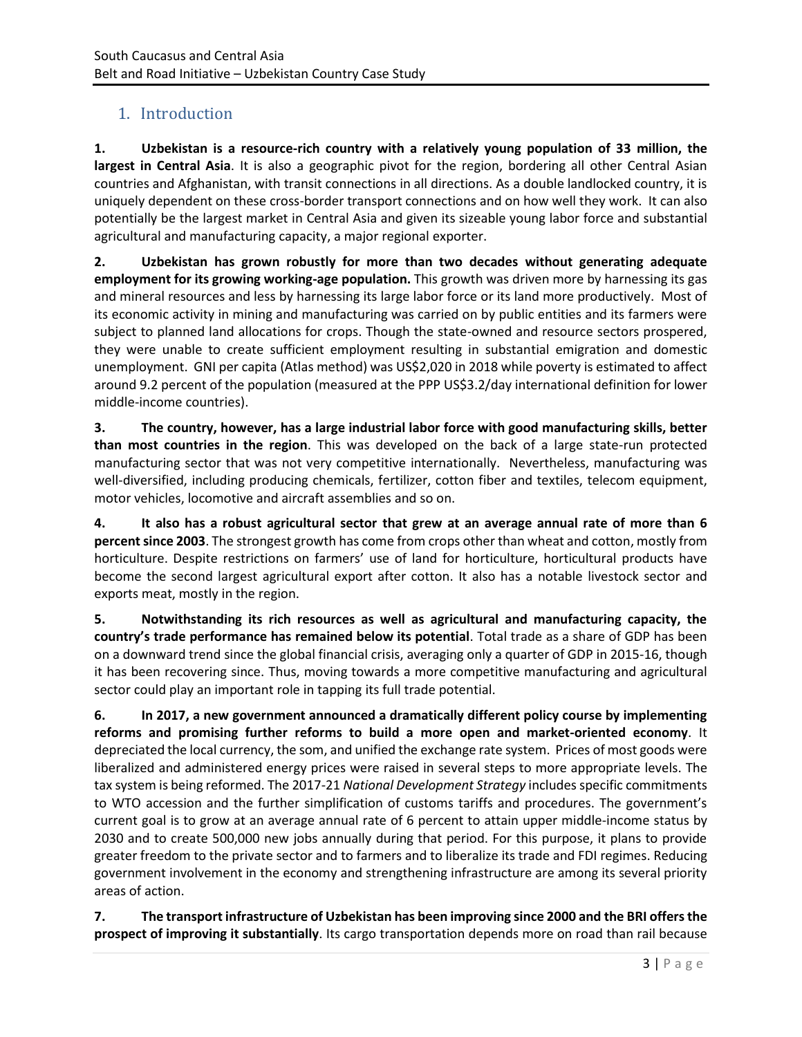## 1. Introduction

**1. Uzbekistan is a resource-rich country with a relatively young population of 33 million, the largest in Central Asia**. It is also a geographic pivot for the region, bordering all other Central Asian countries and Afghanistan, with transit connections in all directions. As a double landlocked country, it is uniquely dependent on these cross-border transport connections and on how well they work. It can also potentially be the largest market in Central Asia and given its sizeable young labor force and substantial agricultural and manufacturing capacity, a major regional exporter.

**2. Uzbekistan has grown robustly for more than two decades without generating adequate employment for its growing working-age population.** This growth was driven more by harnessing its gas and mineral resources and less by harnessing its large labor force or its land more productively. Most of its economic activity in mining and manufacturing was carried on by public entities and its farmers were subject to planned land allocations for crops. Though the state-owned and resource sectors prospered, they were unable to create sufficient employment resulting in substantial emigration and domestic unemployment. GNI per capita (Atlas method) was US$2,020 in 2018 while poverty is estimated to affect around 9.2 percent of the population (measured at the PPP US$3.2/day international definition for lower middle-income countries).

**3. The country, however, has a large industrial labor force with good manufacturing skills, better than most countries in the region**. This was developed on the back of a large state-run protected manufacturing sector that was not very competitive internationally. Nevertheless, manufacturing was well-diversified, including producing chemicals, fertilizer, cotton fiber and textiles, telecom equipment, motor vehicles, locomotive and aircraft assemblies and so on.

**4. It also has a robust agricultural sector that grew at an average annual rate of more than 6 percent since 2003**. The strongest growth has come from crops other than wheat and cotton, mostly from horticulture. Despite restrictions on farmers' use of land for horticulture, horticultural products have become the second largest agricultural export after cotton. It also has a notable livestock sector and exports meat, mostly in the region.

**5. Notwithstanding its rich resources as well as agricultural and manufacturing capacity, the country's trade performance has remained below its potential**. Total trade as a share of GDP has been on a downward trend since the global financial crisis, averaging only a quarter of GDP in 2015-16, though it has been recovering since. Thus, moving towards a more competitive manufacturing and agricultural sector could play an important role in tapping its full trade potential.

**6. In 2017, a new government announced a dramatically different policy course by implementing reforms and promising further reforms to build a more open and market-oriented economy**. It depreciated the local currency, the som, and unified the exchange rate system. Prices of most goods were liberalized and administered energy prices were raised in several steps to more appropriate levels. The tax system is being reformed. The 2017-21 *National Development Strategy* includes specific commitments to WTO accession and the further simplification of customs tariffs and procedures. The government's current goal is to grow at an average annual rate of 6 percent to attain upper middle-income status by 2030 and to create 500,000 new jobs annually during that period. For this purpose, it plans to provide greater freedom to the private sector and to farmers and to liberalize its trade and FDI regimes. Reducing government involvement in the economy and strengthening infrastructure are among its several priority areas of action.

**7. The transport infrastructure of Uzbekistan has been improving since 2000 and the BRI offers the prospect of improving it substantially**. Its cargo transportation depends more on road than rail because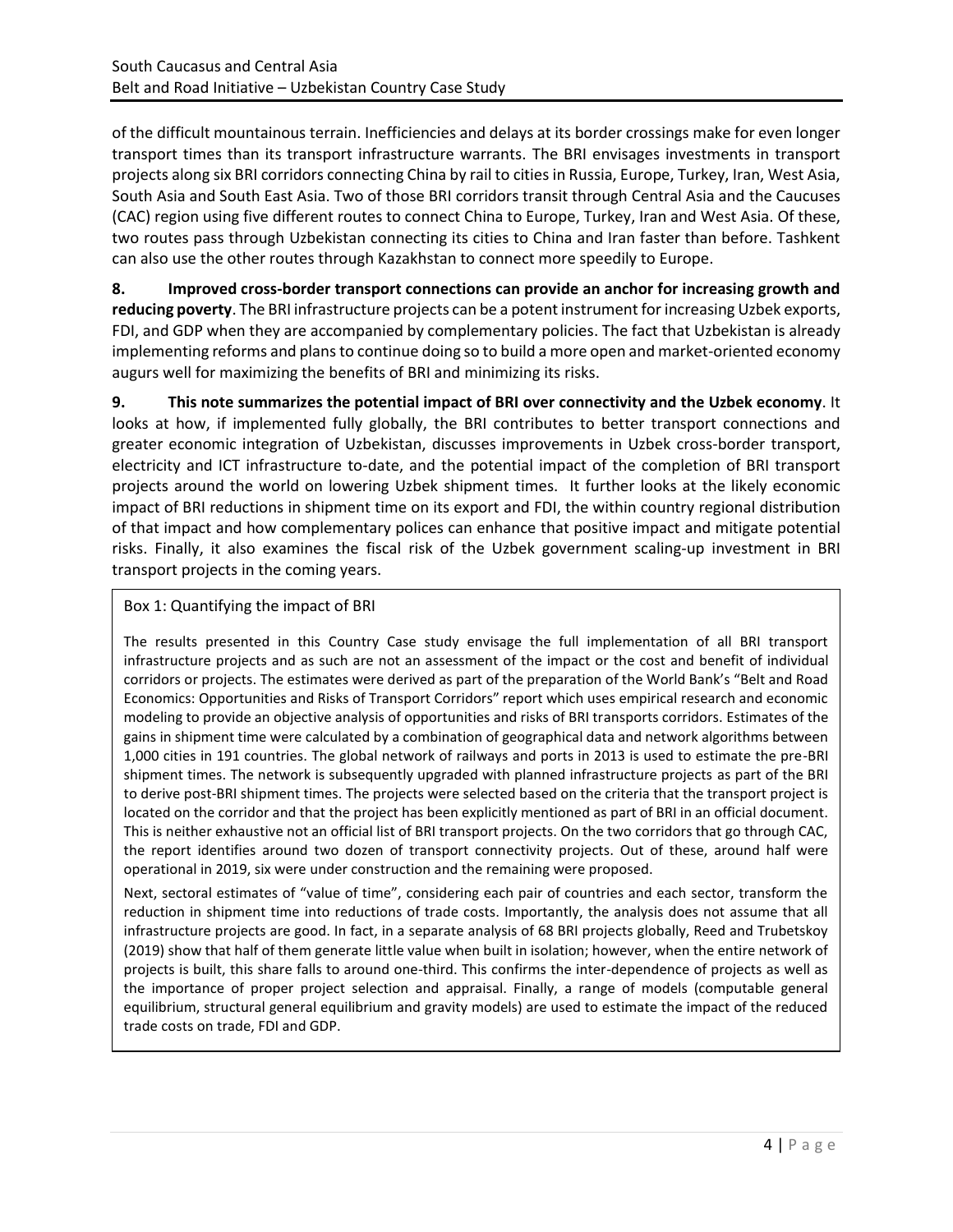of the difficult mountainous terrain. Inefficiencies and delays at its border crossings make for even longer transport times than its transport infrastructure warrants. The BRI envisages investments in transport projects along six BRI corridors connecting China by rail to cities in Russia, Europe, Turkey, Iran, West Asia, South Asia and South East Asia. Two of those BRI corridors transit through Central Asia and the Caucuses (CAC) region using five different routes to connect China to Europe, Turkey, Iran and West Asia. Of these, two routes pass through Uzbekistan connecting its cities to China and Iran faster than before. Tashkent can also use the other routes through Kazakhstan to connect more speedily to Europe.

**8. Improved cross-border transport connections can provide an anchor for increasing growth and reducing poverty**. The BRI infrastructure projects can be a potent instrument for increasing Uzbek exports, FDI, and GDP when they are accompanied by complementary policies. The fact that Uzbekistan is already implementing reforms and plans to continue doing so to build a more open and market-oriented economy augurs well for maximizing the benefits of BRI and minimizing its risks.

**9. This note summarizes the potential impact of BRI over connectivity and the Uzbek economy**. It looks at how, if implemented fully globally, the BRI contributes to better transport connections and greater economic integration of Uzbekistan, discusses improvements in Uzbek cross-border transport, electricity and ICT infrastructure to-date, and the potential impact of the completion of BRI transport projects around the world on lowering Uzbek shipment times. It further looks at the likely economic impact of BRI reductions in shipment time on its export and FDI, the within country regional distribution of that impact and how complementary polices can enhance that positive impact and mitigate potential risks. Finally, it also examines the fiscal risk of the Uzbek government scaling-up investment in BRI transport projects in the coming years.

Box 1: Quantifying the impact of BRI

The results presented in this Country Case study envisage the full implementation of all BRI transport infrastructure projects and as such are not an assessment of the impact or the cost and benefit of individual corridors or projects. The estimates were derived as part of the preparation of the World Bank's "Belt and Road Economics: Opportunities and Risks of Transport Corridors" report which uses empirical research and economic modeling to provide an objective analysis of opportunities and risks of BRI transports corridors. Estimates of the gains in shipment time were calculated by a combination of geographical data and network algorithms between 1,000 cities in 191 countries. The global network of railways and ports in 2013 is used to estimate the pre-BRI shipment times. The network is subsequently upgraded with planned infrastructure projects as part of the BRI to derive post-BRI shipment times. The projects were selected based on the criteria that the transport project is located on the corridor and that the project has been explicitly mentioned as part of BRI in an official document. This is neither exhaustive not an official list of BRI transport projects. On the two corridors that go through CAC, the report identifies around two dozen of transport connectivity projects. Out of these, around half were operational in 2019, six were under construction and the remaining were proposed.

Next, sectoral estimates of "value of time", considering each pair of countries and each sector, transform the reduction in shipment time into reductions of trade costs. Importantly, the analysis does not assume that all infrastructure projects are good. In fact, in a separate analysis of 68 BRI projects globally, Reed and Trubetskoy (2019) show that half of them generate little value when built in isolation; however, when the entire network of projects is built, this share falls to around one-third. This confirms the inter-dependence of projects as well as the importance of proper project selection and appraisal. Finally, a range of models (computable general equilibrium, structural general equilibrium and gravity models) are used to estimate the impact of the reduced trade costs on trade, FDI and GDP.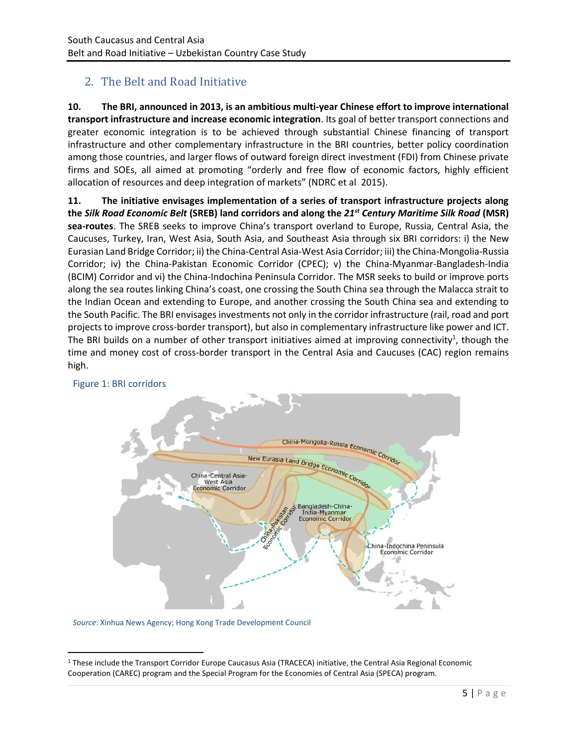## 2. The Belt and Road Initiative

**10. The BRI, announced in 2013, is an ambitious multi-year Chinese effort to improve international transport infrastructure and increase economic integration**. Its goal of better transport connections and greater economic integration is to be achieved through substantial Chinese financing of transport infrastructure and other complementary infrastructure in the BRI countries, better policy coordination among those countries, and larger flows of outward foreign direct investment (FDI) from Chinese private firms and SOEs, all aimed at promoting "orderly and free flow of economic factors, highly efficient allocation of resources and deep integration of markets" (NDRC et al 2015).

**11. The initiative envisages implementation of a series of transport infrastructure projects along the *Silk Road Economic Belt* (SREB) land corridors and along the *21st Century Maritime Silk Road* (MSR) sea-routes**. The SREB seeks to improve China's transport overland to Europe, Russia, Central Asia, the Caucuses, Turkey, Iran, West Asia, South Asia, and Southeast Asia through six BRI corridors: i) the New Eurasian Land Bridge Corridor; ii) the China-Central Asia-West Asia Corridor; iii) the China-Mongolia-Russia Corridor; iv) the China-Pakistan Economic Corridor (CPEC); v) the China-Myanmar-Bangladesh-India (BCIM) Corridor and vi) the China-Indochina Peninsula Corridor. The MSR seeks to build or improve ports along the sea routes linking China's coast, one crossing the South China sea through the Malacca strait to the Indian Ocean and extending to Europe, and another crossing the South China sea and extending to the South Pacific. The BRI envisages investments not only in the corridor infrastructure (rail, road and port projects to improve cross-border transport), but also in complementary infrastructure like power and ICT. The BRI builds on a number of other transport initiatives aimed at improving connectivity[1], though the time and money cost of cross-border transport in the Central Asia and Caucuses (CAC) region remains high.

Figure 1: BRI corridors

*Source*: Xinhua News Agency; Hong Kong Trade Development Council

[1] These include the Transport Corridor Europe Caucasus Asia (TRACECA) initiative, the Central Asia Regional Economic Cooperation (CAREC) program and the Special Program for the Economies of Central Asia (SPECA) program.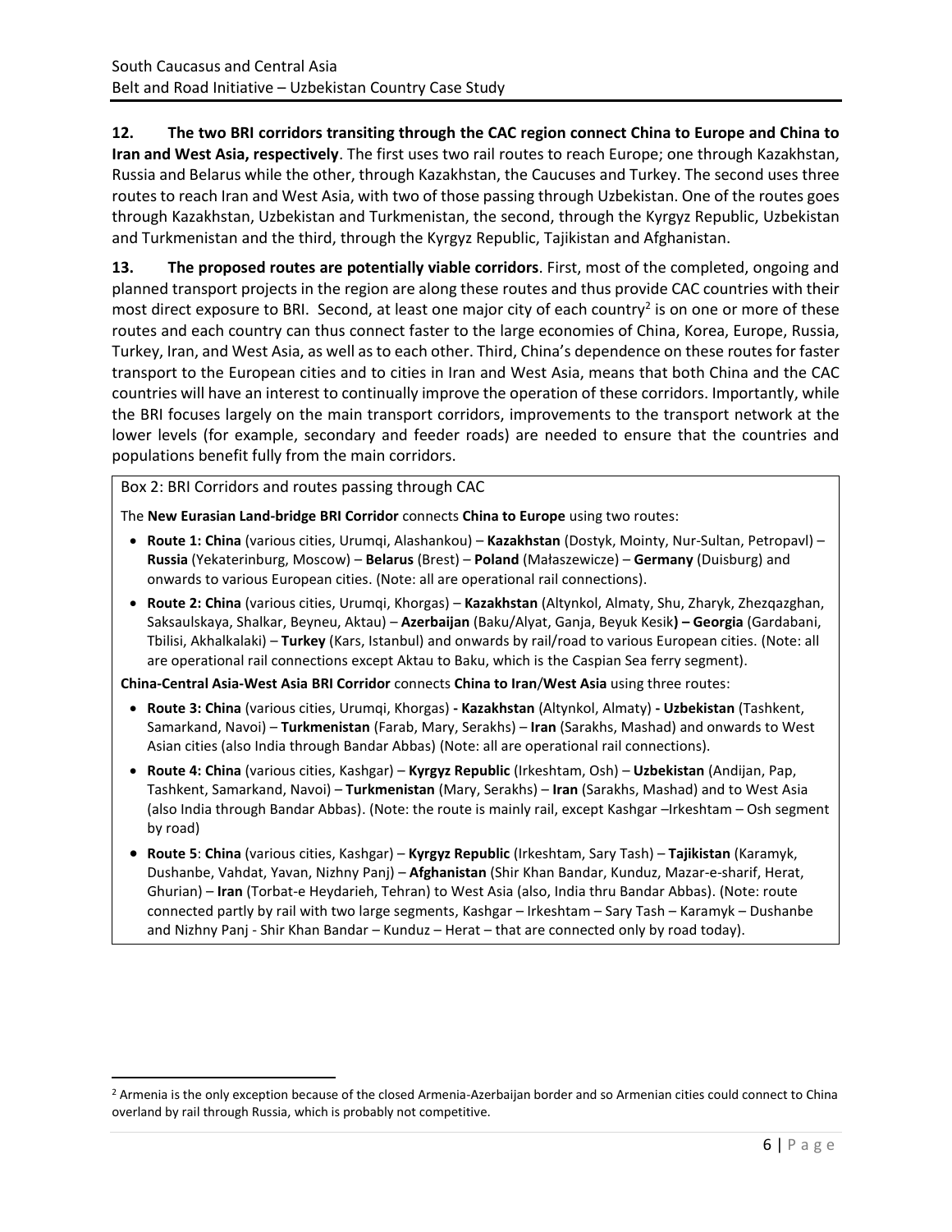**12. The two BRI corridors transiting through the CAC region connect China to Europe and China to Iran and West Asia, respectively**. The first uses two rail routes to reach Europe; one through Kazakhstan, Russia and Belarus while the other, through Kazakhstan, the Caucuses and Turkey. The second uses three routes to reach Iran and West Asia, with two of those passing through Uzbekistan. One of the routes goes through Kazakhstan, Uzbekistan and Turkmenistan, the second, through the Kyrgyz Republic, Uzbekistan and Turkmenistan and the third, through the Kyrgyz Republic, Tajikistan and Afghanistan.

**13. The proposed routes are potentially viable corridors**. First, most of the completed, ongoing and planned transport projects in the region are along these routes and thus provide CAC countries with their most direct exposure to BRI. Second, at least one major city of each country[2] is on one or more of these routes and each country can thus connect faster to the large economies of China, Korea, Europe, Russia, Turkey, Iran, and West Asia, as well as to each other. Third, China's dependence on these routes for faster transport to the European cities and to cities in Iran and West Asia, means that both China and the CAC countries will have an interest to continually improve the operation of these corridors. Importantly, while the BRI focuses largely on the main transport corridors, improvements to the transport network at the lower levels (for example, secondary and feeder roads) are needed to ensure that the countries and populations benefit fully from the main corridors.

Box 2: BRI Corridors and routes passing through CAC

The **New Eurasian Land-bridge BRI Corridor** connects **China to Europe** using two routes:

- **Route 1: China** (various cities, Urumqi, Alashankou) – **Kazakhstan** (Dostyk, Mointy, Nur-Sultan, Petropavl) – **Russia** (Yekaterinburg, Moscow) – **Belarus** (Brest) – **Poland** (Małaszewicze) – **Germany** (Duisburg) and onwards to various European cities. (Note: all are operational rail connections).
- **Route 2: China** (various cities, Urumqi, Khorgas) – **Kazakhstan** (Altynkol, Almaty, Shu, Zharyk, Zhezqazghan, Saksaulskaya, Shalkar, Beyneu, Aktau) – **Azerbaijan** (Baku/Alyat, Ganja, Beyuk Kesik**) – Georgia** (Gardabani, Tbilisi, Akhalkalaki) – **Turkey** (Kars, Istanbul) and onwards by rail/road to various European cities. (Note: all are operational rail connections except Aktau to Baku, which is the Caspian Sea ferry segment).

**China-Central Asia-West Asia BRI Corridor** connects **China to Iran**/**West Asia** using three routes:

- **Route 3: China** (various cities, Urumqi, Khorgas) **- Kazakhstan** (Altynkol, Almaty) **- Uzbekistan** (Tashkent, Samarkand, Navoi) – **Turkmenistan** (Farab, Mary, Serakhs) – **Iran** (Sarakhs, Mashad) and onwards to West Asian cities (also India through Bandar Abbas) (Note: all are operational rail connections).
- **Route 4: China** (various cities, Kashgar) – **Kyrgyz Republic** (Irkeshtam, Osh) – **Uzbekistan** (Andijan, Pap, Tashkent, Samarkand, Navoi) – **Turkmenistan** (Mary, Serakhs) – **Iran** (Sarakhs, Mashad) and to West Asia (also India through Bandar Abbas). (Note: the route is mainly rail, except Kashgar –Irkeshtam – Osh segment by road)
- **Route 5**: **China** (various cities, Kashgar) – **Kyrgyz Republic** (Irkeshtam, Sary Tash) – **Tajikistan** (Karamyk, Dushanbe, Vahdat, Yavan, Nizhny Panj) – **Afghanistan** (Shir Khan Bandar, Kunduz, Mazar-e-sharif, Herat, Ghurian) – **Iran** (Torbat-e Heydarieh, Tehran) to West Asia (also, India thru Bandar Abbas). (Note: route connected partly by rail with two large segments, Kashgar – Irkeshtam – Sary Tash – Karamyk – Dushanbe and Nizhny Panj - Shir Khan Bandar – Kunduz – Herat – that are connected only by road today).

---

[2] Armenia is the only exception because of the closed Armenia-Azerbaijan border and so Armenian cities could connect to China overland by rail through Russia, which is probably not competitive.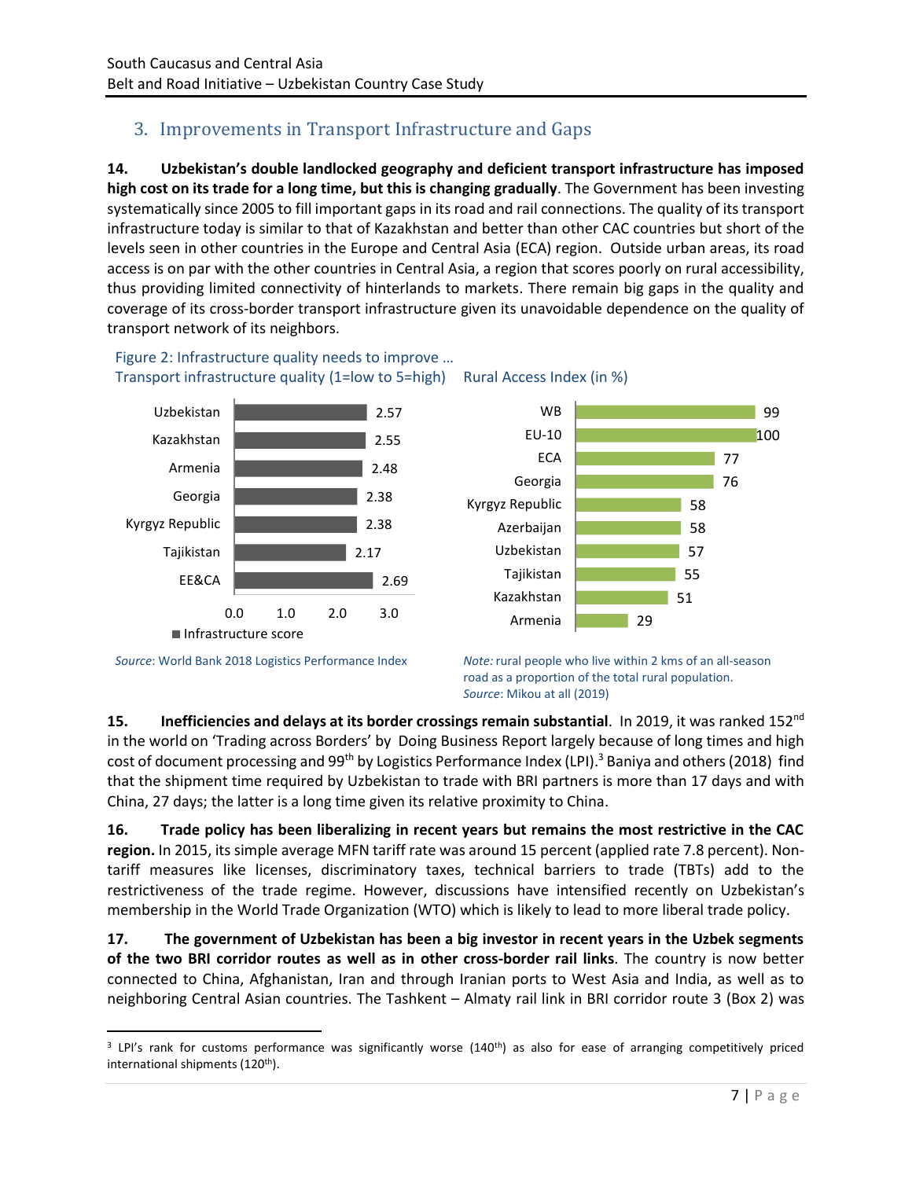## 3. Improvements in Transport Infrastructure and Gaps

**14. Uzbekistan's double landlocked geography and deficient transport infrastructure has imposed high cost on its trade for a long time, but this is changing gradually**. The Government has been investing systematically since 2005 to fill important gaps in its road and rail connections. The quality of its transport infrastructure today is similar to that of Kazakhstan and better than other CAC countries but short of the levels seen in other countries in the Europe and Central Asia (ECA) region. Outside urban areas, its road access is on par with the other countries in Central Asia, a region that scores poorly on rural accessibility, thus providing limited connectivity of hinterlands to markets. There remain big gaps in the quality and coverage of its cross-border transport infrastructure given its unavoidable dependence on the quality of transport network of its neighbors.

Figure 2: Infrastructure quality needs to improve …

Transport infrastructure quality (1=low to 5=high)

| Country | Infrastructure score |
|---|---|
| Uzbekistan | 2.57 |
| Kazakhstan | 2.55 |
| Armenia | 2.48 |
| Georgia | 2.38 |
| Kyrgyz Republic | 2.38 |
| Tajikistan | 2.17 |
| EE&CA | 2.69 |

*Source*: World Bank 2018 Logistics Performance Index

Rural Access Index (in %)

| Country | Rural Access Index (%) |
|---|---|
| WB | 99 |
| EU-10 | 100 |
| ECA | 77 |
| Georgia | 76 |
| Kyrgyz Republic | 58 |
| Azerbaijan | 58 |
| Uzbekistan | 57 |
| Tajikistan | 55 |
| Kazakhstan | 51 |
| Armenia | 29 |

*Note:* rural people who live within 2 kms of an all-season road as a proportion of the total rural population.
*Source*: Mikou at all (2019)

**15. Inefficiencies and delays at its border crossings remain substantial**. In 2019, it was ranked 152nd in the world on 'Trading across Borders' by Doing Business Report largely because of long times and high cost of document processing and 99th by Logistics Performance Index (LPI).[3] Baniya and others (2018) find that the shipment time required by Uzbekistan to trade with BRI partners is more than 17 days and with China, 27 days; the latter is a long time given its relative proximity to China.

**16. Trade policy has been liberalizing in recent years but remains the most restrictive in the CAC region.** In 2015, its simple average MFN tariff rate was around 15 percent (applied rate 7.8 percent). Non-tariff measures like licenses, discriminatory taxes, technical barriers to trade (TBTs) add to the restrictiveness of the trade regime. However, discussions have intensified recently on Uzbekistan's membership in the World Trade Organization (WTO) which is likely to lead to more liberal trade policy.

**17. The government of Uzbekistan has been a big investor in recent years in the Uzbek segments of the two BRI corridor routes as well as in other cross-border rail links**. The country is now better connected to China, Afghanistan, Iran and through Iranian ports to West Asia and India, as well as to neighboring Central Asian countries. The Tashkent – Almaty rail link in BRI corridor route 3 (Box 2) was

[3] LPI's rank for customs performance was significantly worse (140th) as also for ease of arranging competitively priced international shipments (120th).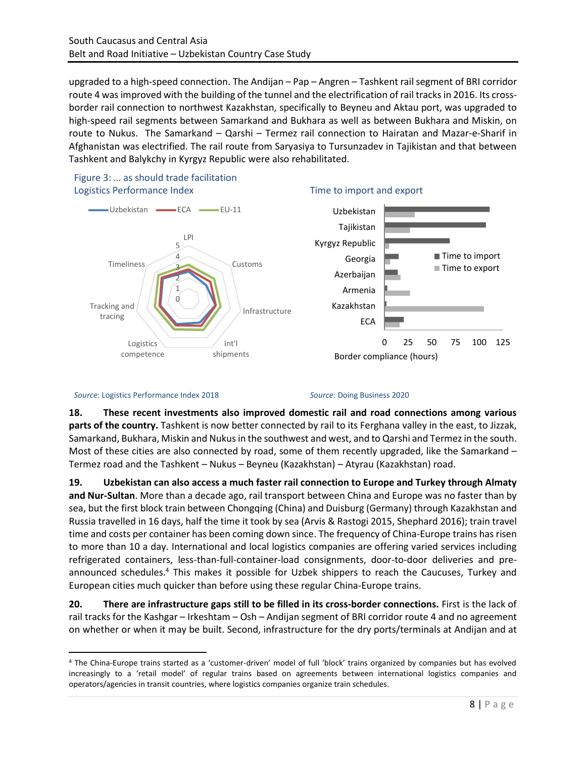upgraded to a high-speed connection. The Andijan – Pap – Angren – Tashkent rail segment of BRI corridor route 4 was improved with the building of the tunnel and the electrification of rail tracks in 2016. Its cross-border rail connection to northwest Kazakhstan, specifically to Beyneu and Aktau port, was upgraded to high-speed rail segments between Samarkand and Bukhara as well as between Bukhara and Miskin, on route to Nukus. The Samarkand – Qarshi – Termez rail connection to Hairatan and Mazar-e-Sharif in Afghanistan was electrified. The rail route from Saryasiya to Tursunzadev in Tajikistan and that between Tashkent and Balykchy in Kyrgyz Republic were also rehabilitated.

Figure 3: … as should trade facilitation

Logistics Performance Index

Uzbekistan | ECA | EU-11

LPI, Customs, Infrastructure, Int'l shipments, Logistics competence, Tracking and tracing, Timeliness

*Source*: Logistics Performance Index 2018

Time to import and export

Uzbekistan, Tajikistan, Kyrgyz Republic, Georgia, Azerbaijan, Armenia, Kazakhstan, ECA

Time to import | Time to export

Border compliance (hours)

*Source*: Doing Business 2020

**18. These recent investments also improved domestic rail and road connections among various parts of the country.** Tashkent is now better connected by rail to its Ferghana valley in the east, to Jizzak, Samarkand, Bukhara, Miskin and Nukus in the southwest and west, and to Qarshi and Termez in the south. Most of these cities are also connected by road, some of them recently upgraded, like the Samarkand – Termez road and the Tashkent – Nukus – Beyneu (Kazakhstan) – Atyrau (Kazakhstan) road.

**19. Uzbekistan can also access a much faster rail connection to Europe and Turkey through Almaty and Nur-Sultan**. More than a decade ago, rail transport between China and Europe was no faster than by sea, but the first block train between Chongqing (China) and Duisburg (Germany) through Kazakhstan and Russia travelled in 16 days, half the time it took by sea (Arvis & Rastogi 2015, Shephard 2016); train travel time and costs per container has been coming down since. The frequency of China-Europe trains has risen to more than 10 a day. International and local logistics companies are offering varied services including refrigerated containers, less-than-full-container-load consignments, door-to-door deliveries and pre-announced schedules.[4] This makes it possible for Uzbek shippers to reach the Caucuses, Turkey and European cities much quicker than before using these regular China-Europe trains.

**20. There are infrastructure gaps still to be filled in its cross-border connections.** First is the lack of rail tracks for the Kashgar – Irkeshtam – Osh – Andijan segment of BRI corridor route 4 and no agreement on whether or when it may be built. Second, infrastructure for the dry ports/terminals at Andijan and at

[4] The China-Europe trains started as a 'customer-driven' model of full 'block' trains organized by companies but has evolved increasingly to a 'retail model' of regular trains based on agreements between international logistics companies and operators/agencies in transit countries, where logistics companies organize train schedules.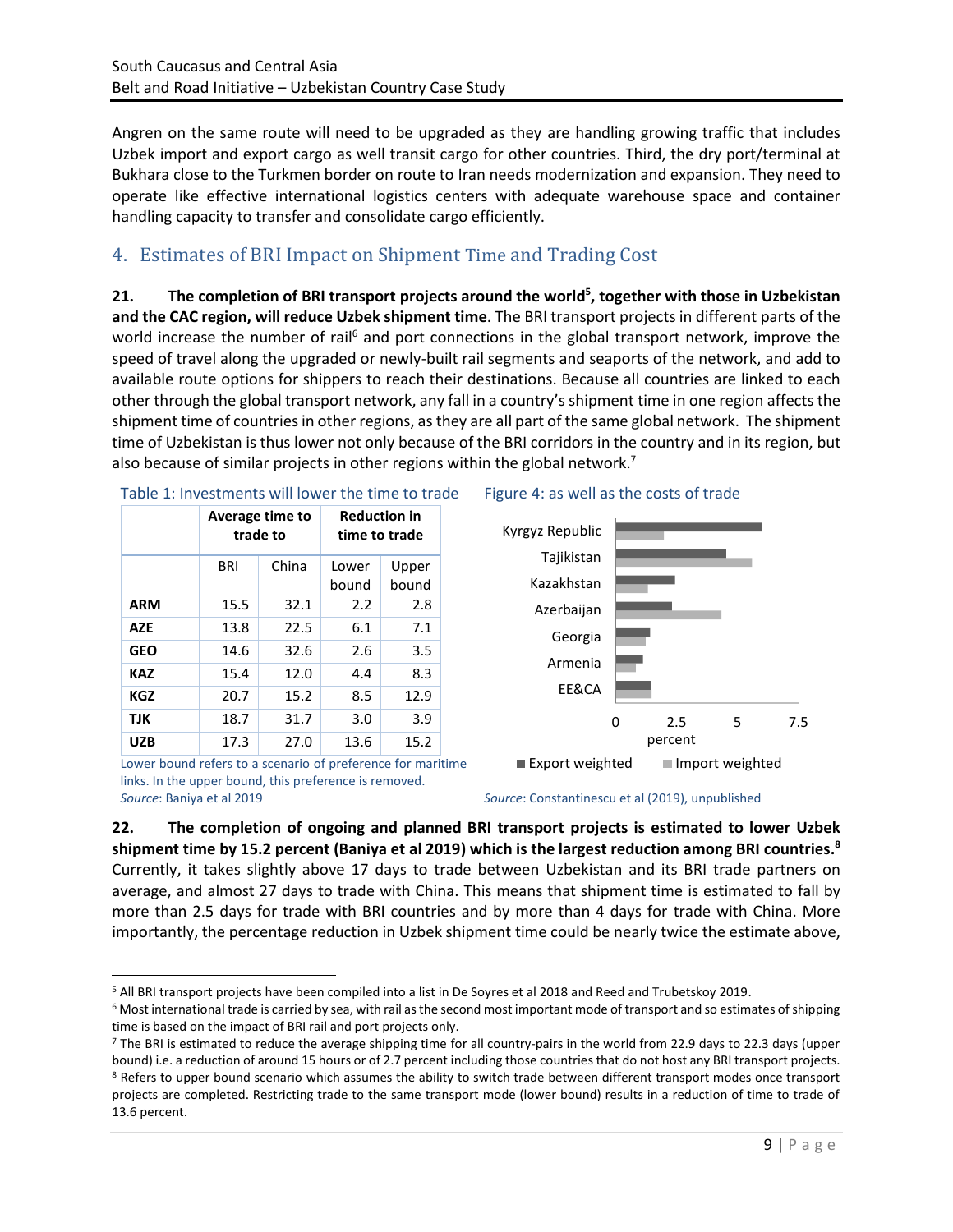Angren on the same route will need to be upgraded as they are handling growing traffic that includes Uzbek import and export cargo as well transit cargo for other countries. Third, the dry port/terminal at Bukhara close to the Turkmen border on route to Iran needs modernization and expansion. They need to operate like effective international logistics centers with adequate warehouse space and container handling capacity to transfer and consolidate cargo efficiently.

## 4. Estimates of BRI Impact on Shipment Time and Trading Cost

**21. The completion of BRI transport projects around the world[5], together with those in Uzbekistan and the CAC region, will reduce Uzbek shipment time**. The BRI transport projects in different parts of the world increase the number of rail[6] and port connections in the global transport network, improve the speed of travel along the upgraded or newly-built rail segments and seaports of the network, and add to available route options for shippers to reach their destinations. Because all countries are linked to each other through the global transport network, any fall in a country's shipment time in one region affects the shipment time of countries in other regions, as they are all part of the same global network. The shipment time of Uzbekistan is thus lower not only because of the BRI corridors in the country and in its region, but also because of similar projects in other regions within the global network.[7]

Table 1: Investments will lower the time to trade

| | Average time to trade to | | Reduction in time to trade | |
|---|---|---|---|---|
| | BRI | China | Lower bound | Upper bound |
| **ARM** | 15.5 | 32.1 | 2.2 | 2.8 |
| **AZE** | 13.8 | 22.5 | 6.1 | 7.1 |
| **GEO** | 14.6 | 32.6 | 2.6 | 3.5 |
| **KAZ** | 15.4 | 12.0 | 4.4 | 8.3 |
| **KGZ** | 20.7 | 15.2 | 8.5 | 12.9 |
| **TJK** | 18.7 | 31.7 | 3.0 | 3.9 |
| **UZB** | 17.3 | 27.0 | 13.6 | 15.2 |

Lower bound refers to a scenario of preference for maritime links. In the upper bound, this preference is removed.
*Source*: Baniya et al 2019

Figure 4: as well as the costs of trade

*Source*: Constantinescu et al (2019), unpublished

**22. The completion of ongoing and planned BRI transport projects is estimated to lower Uzbek shipment time by 15.2 percent (Baniya et al 2019) which is the largest reduction among BRI countries.[8]** Currently, it takes slightly above 17 days to trade between Uzbekistan and its BRI trade partners on average, and almost 27 days to trade with China. This means that shipment time is estimated to fall by more than 2.5 days for trade with BRI countries and by more than 4 days for trade with China. More importantly, the percentage reduction in Uzbek shipment time could be nearly twice the estimate above,

---

[5] All BRI transport projects have been compiled into a list in De Soyres et al 2018 and Reed and Trubetskoy 2019.

[6] Most international trade is carried by sea, with rail as the second most important mode of transport and so estimates of shipping time is based on the impact of BRI rail and port projects only.

[7] The BRI is estimated to reduce the average shipping time for all country-pairs in the world from 22.9 days to 22.3 days (upper bound) i.e. a reduction of around 15 hours or of 2.7 percent including those countries that do not host any BRI transport projects.

[8] Refers to upper bound scenario which assumes the ability to switch trade between different transport modes once transport projects are completed. Restricting trade to the same transport mode (lower bound) results in a reduction of time to trade of 13.6 percent.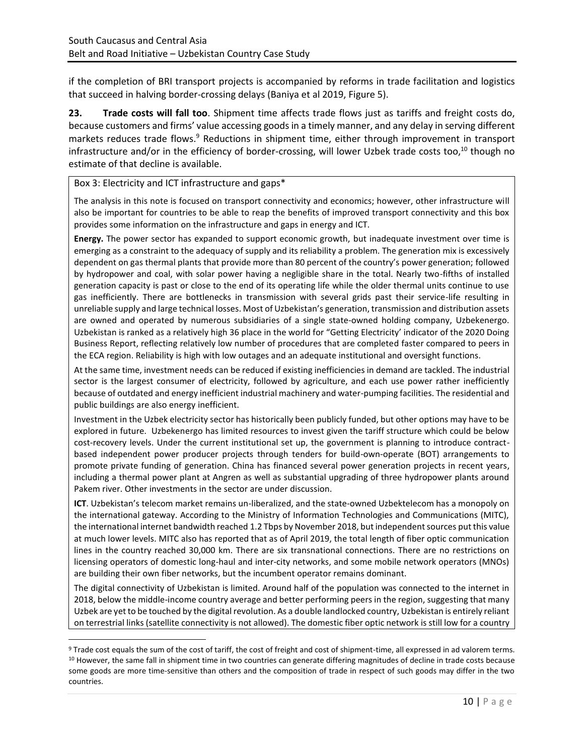if the completion of BRI transport projects is accompanied by reforms in trade facilitation and logistics that succeed in halving border-crossing delays (Baniya et al 2019, Figure 5).

**23. Trade costs will fall too**. Shipment time affects trade flows just as tariffs and freight costs do, because customers and firms' value accessing goods in a timely manner, and any delay in serving different markets reduces trade flows.[9] Reductions in shipment time, either through improvement in transport infrastructure and/or in the efficiency of border-crossing, will lower Uzbek trade costs too,[10] though no estimate of that decline is available.

Box 3: Electricity and ICT infrastructure and gaps*

The analysis in this note is focused on transport connectivity and economics; however, other infrastructure will also be important for countries to be able to reap the benefits of improved transport connectivity and this box provides some information on the infrastructure and gaps in energy and ICT.

**Energy.** The power sector has expanded to support economic growth, but inadequate investment over time is emerging as a constraint to the adequacy of supply and its reliability a problem. The generation mix is excessively dependent on gas thermal plants that provide more than 80 percent of the country's power generation; followed by hydropower and coal, with solar power having a negligible share in the total. Nearly two-fifths of installed generation capacity is past or close to the end of its operating life while the older thermal units continue to use gas inefficiently. There are bottlenecks in transmission with several grids past their service-life resulting in unreliable supply and large technical losses. Most of Uzbekistan's generation, transmission and distribution assets are owned and operated by numerous subsidiaries of a single state-owned holding company, Uzbekenergo. Uzbekistan is ranked as a relatively high 36 place in the world for "Getting Electricity' indicator of the 2020 Doing Business Report, reflecting relatively low number of procedures that are completed faster compared to peers in the ECA region. Reliability is high with low outages and an adequate institutional and oversight functions.

At the same time, investment needs can be reduced if existing inefficiencies in demand are tackled. The industrial sector is the largest consumer of electricity, followed by agriculture, and each use power rather inefficiently because of outdated and energy inefficient industrial machinery and water-pumping facilities. The residential and public buildings are also energy inefficient.

Investment in the Uzbek electricity sector has historically been publicly funded, but other options may have to be explored in future. Uzbekenergo has limited resources to invest given the tariff structure which could be below cost-recovery levels. Under the current institutional set up, the government is planning to introduce contract-based independent power producer projects through tenders for build-own-operate (BOT) arrangements to promote private funding of generation. China has financed several power generation projects in recent years, including a thermal power plant at Angren as well as substantial upgrading of three hydropower plants around Pakem river. Other investments in the sector are under discussion.

**ICT**. Uzbekistan's telecom market remains un-liberalized, and the state-owned Uzbektelecom has a monopoly on the international gateway. According to the Ministry of Information Technologies and Communications (MITC), the international internet bandwidth reached 1.2 Tbps by November 2018, but independent sources put this value at much lower levels. MITC also has reported that as of April 2019, the total length of fiber optic communication lines in the country reached 30,000 km. There are six transnational connections. There are no restrictions on licensing operators of domestic long-haul and inter-city networks, and some mobile network operators (MNOs) are building their own fiber networks, but the incumbent operator remains dominant.

The digital connectivity of Uzbekistan is limited. Around half of the population was connected to the internet in 2018, below the middle-income country average and better performing peers in the region, suggesting that many Uzbek are yet to be touched by the digital revolution. As a double landlocked country, Uzbekistan is entirely reliant on terrestrial links (satellite connectivity is not allowed). The domestic fiber optic network is still low for a country

---

[9] Trade cost equals the sum of the cost of tariff, the cost of freight and cost of shipment-time, all expressed in ad valorem terms.

[10] However, the same fall in shipment time in two countries can generate differing magnitudes of decline in trade costs because some goods are more time-sensitive than others and the composition of trade in respect of such goods may differ in the two countries.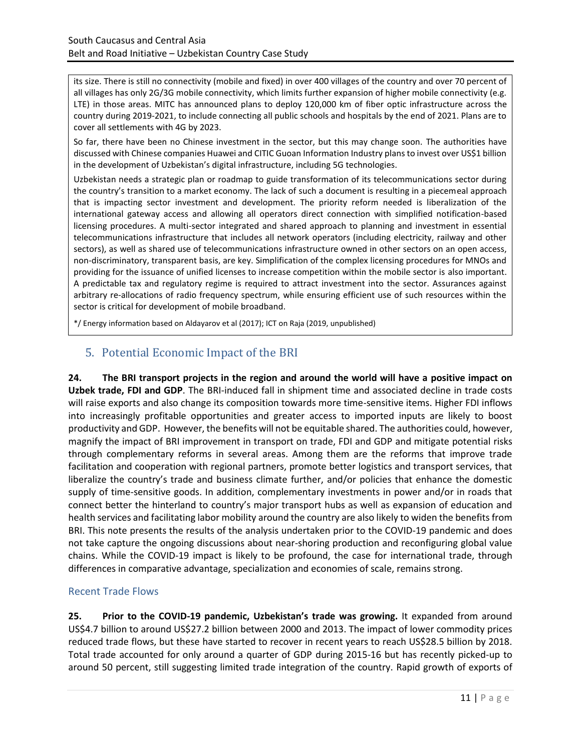its size. There is still no connectivity (mobile and fixed) in over 400 villages of the country and over 70 percent of all villages has only 2G/3G mobile connectivity, which limits further expansion of higher mobile connectivity (e.g. LTE) in those areas. MITC has announced plans to deploy 120,000 km of fiber optic infrastructure across the country during 2019-2021, to include connecting all public schools and hospitals by the end of 2021. Plans are to cover all settlements with 4G by 2023.

So far, there have been no Chinese investment in the sector, but this may change soon. The authorities have discussed with Chinese companies Huawei and CITIC Guoan Information Industry plans to invest over US$1 billion in the development of Uzbekistan's digital infrastructure, including 5G technologies.

Uzbekistan needs a strategic plan or roadmap to guide transformation of its telecommunications sector during the country's transition to a market economy. The lack of such a document is resulting in a piecemeal approach that is impacting sector investment and development. The priority reform needed is liberalization of the international gateway access and allowing all operators direct connection with simplified notification-based licensing procedures. A multi-sector integrated and shared approach to planning and investment in essential telecommunications infrastructure that includes all network operators (including electricity, railway and other sectors), as well as shared use of telecommunications infrastructure owned in other sectors on an open access, non-discriminatory, transparent basis, are key. Simplification of the complex licensing procedures for MNOs and providing for the issuance of unified licenses to increase competition within the mobile sector is also important. A predictable tax and regulatory regime is required to attract investment into the sector. Assurances against arbitrary re-allocations of radio frequency spectrum, while ensuring efficient use of such resources within the sector is critical for development of mobile broadband.

*/ Energy information based on Aldayarov et al (2017); ICT on Raja (2019, unpublished)

## 5. Potential Economic Impact of the BRI

**24. The BRI transport projects in the region and around the world will have a positive impact on Uzbek trade, FDI and GDP**. The BRI-induced fall in shipment time and associated decline in trade costs will raise exports and also change its composition towards more time-sensitive items. Higher FDI inflows into increasingly profitable opportunities and greater access to imported inputs are likely to boost productivity and GDP. However, the benefits will not be equitable shared. The authorities could, however, magnify the impact of BRI improvement in transport on trade, FDI and GDP and mitigate potential risks through complementary reforms in several areas. Among them are the reforms that improve trade facilitation and cooperation with regional partners, promote better logistics and transport services, that liberalize the country's trade and business climate further, and/or policies that enhance the domestic supply of time-sensitive goods. In addition, complementary investments in power and/or in roads that connect better the hinterland to country's major transport hubs as well as expansion of education and health services and facilitating labor mobility around the country are also likely to widen the benefits from BRI. This note presents the results of the analysis undertaken prior to the COVID-19 pandemic and does not take capture the ongoing discussions about near-shoring production and reconfiguring global value chains. While the COVID-19 impact is likely to be profound, the case for international trade, through differences in comparative advantage, specialization and economies of scale, remains strong.

### Recent Trade Flows

**25. Prior to the COVID-19 pandemic, Uzbekistan's trade was growing.** It expanded from around US$4.7 billion to around US$27.2 billion between 2000 and 2013. The impact of lower commodity prices reduced trade flows, but these have started to recover in recent years to reach US$28.5 billion by 2018. Total trade accounted for only around a quarter of GDP during 2015-16 but has recently picked-up to around 50 percent, still suggesting limited trade integration of the country. Rapid growth of exports of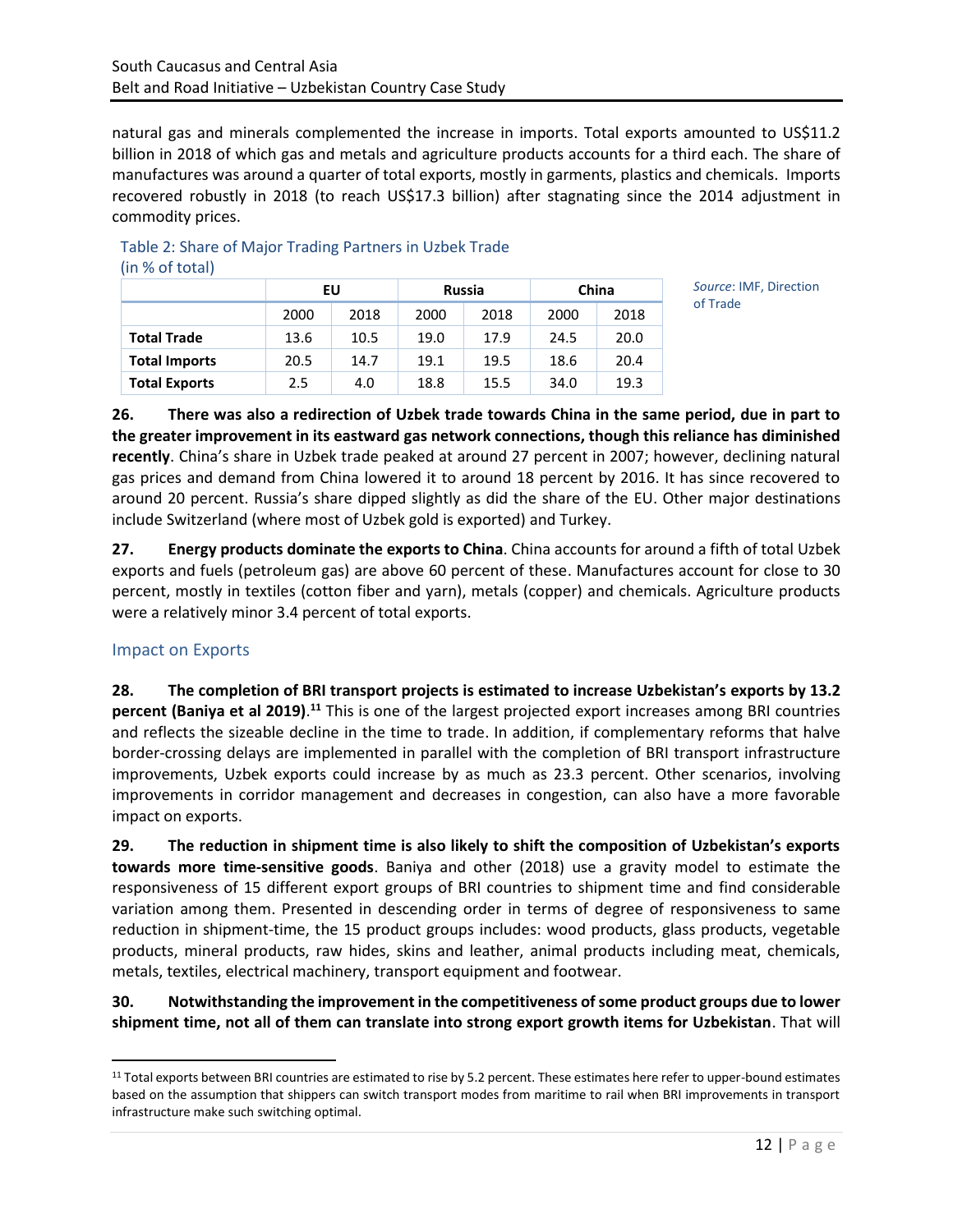natural gas and minerals complemented the increase in imports. Total exports amounted to US$11.2 billion in 2018 of which gas and metals and agriculture products accounts for a third each. The share of manufactures was around a quarter of total exports, mostly in garments, plastics and chemicals. Imports recovered robustly in 2018 (to reach US$17.3 billion) after stagnating since the 2014 adjustment in commodity prices.

Table 2: Share of Major Trading Partners in Uzbek Trade (in % of total)

| | EU | | Russia | | China | |
|---|---|---|---|---|---|---|
| | 2000 | 2018 | 2000 | 2018 | 2000 | 2018 |
| **Total Trade** | 13.6 | 10.5 | 19.0 | 17.9 | 24.5 | 20.0 |
| **Total Imports** | 20.5 | 14.7 | 19.1 | 19.5 | 18.6 | 20.4 |
| **Total Exports** | 2.5 | 4.0 | 18.8 | 15.5 | 34.0 | 19.3 |

*Source*: IMF, Direction of Trade

**26. There was also a redirection of Uzbek trade towards China in the same period, due in part to the greater improvement in its eastward gas network connections, though this reliance has diminished recently**. China's share in Uzbek trade peaked at around 27 percent in 2007; however, declining natural gas prices and demand from China lowered it to around 18 percent by 2016. It has since recovered to around 20 percent. Russia's share dipped slightly as did the share of the EU. Other major destinations include Switzerland (where most of Uzbek gold is exported) and Turkey.

**27. Energy products dominate the exports to China**. China accounts for around a fifth of total Uzbek exports and fuels (petroleum gas) are above 60 percent of these. Manufactures account for close to 30 percent, mostly in textiles (cotton fiber and yarn), metals (copper) and chemicals. Agriculture products were a relatively minor 3.4 percent of total exports.

## Impact on Exports

**28. The completion of BRI transport projects is estimated to increase Uzbekistan's exports by 13.2 percent (Baniya et al 2019)**.[11] This is one of the largest projected export increases among BRI countries and reflects the sizeable decline in the time to trade. In addition, if complementary reforms that halve border-crossing delays are implemented in parallel with the completion of BRI transport infrastructure improvements, Uzbek exports could increase by as much as 23.3 percent. Other scenarios, involving improvements in corridor management and decreases in congestion, can also have a more favorable impact on exports.

**29. The reduction in shipment time is also likely to shift the composition of Uzbekistan's exports towards more time-sensitive goods**. Baniya and other (2018) use a gravity model to estimate the responsiveness of 15 different export groups of BRI countries to shipment time and find considerable variation among them. Presented in descending order in terms of degree of responsiveness to same reduction in shipment-time, the 15 product groups includes: wood products, glass products, vegetable products, mineral products, raw hides, skins and leather, animal products including meat, chemicals, metals, textiles, electrical machinery, transport equipment and footwear.

**30. Notwithstanding the improvement in the competitiveness of some product groups due to lower shipment time, not all of them can translate into strong export growth items for Uzbekistan**. That will

[11] Total exports between BRI countries are estimated to rise by 5.2 percent. These estimates here refer to upper-bound estimates based on the assumption that shippers can switch transport modes from maritime to rail when BRI improvements in transport infrastructure make such switching optimal.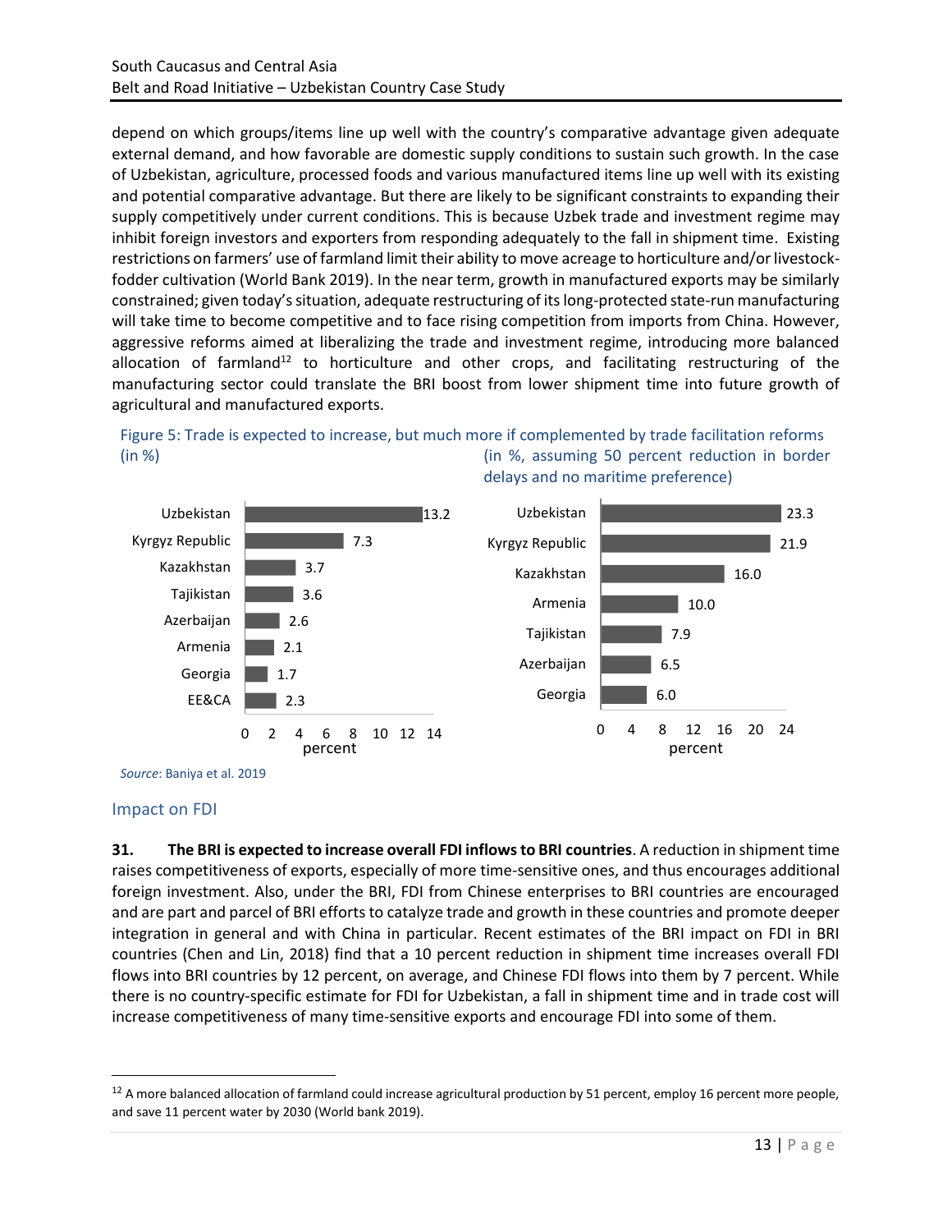depend on which groups/items line up well with the country's comparative advantage given adequate external demand, and how favorable are domestic supply conditions to sustain such growth. In the case of Uzbekistan, agriculture, processed foods and various manufactured items line up well with its existing and potential comparative advantage. But there are likely to be significant constraints to expanding their supply competitively under current conditions. This is because Uzbek trade and investment regime may inhibit foreign investors and exporters from responding adequately to the fall in shipment time. Existing restrictions on farmers' use of farmland limit their ability to move acreage to horticulture and/or livestock-fodder cultivation (World Bank 2019). In the near term, growth in manufactured exports may be similarly constrained; given today's situation, adequate restructuring of its long-protected state-run manufacturing will take time to become competitive and to face rising competition from imports from China. However, aggressive reforms aimed at liberalizing the trade and investment regime, introducing more balanced allocation of farmland[12] to horticulture and other crops, and facilitating restructuring of the manufacturing sector could translate the BRI boost from lower shipment time into future growth of agricultural and manufactured exports.

Figure 5: Trade is expected to increase, but much more if complemented by trade facilitation reforms

(in %)

| Country | Percent |
|---|---|
| Uzbekistan | 13.2 |
| Kyrgyz Republic | 7.3 |
| Kazakhstan | 3.7 |
| Tajikistan | 3.6 |
| Azerbaijan | 2.6 |
| Armenia | 2.1 |
| Georgia | 1.7 |
| EE&CA | 2.3 |

(in %, assuming 50 percent reduction in border delays and no maritime preference)

| Country | Percent |
|---|---|
| Uzbekistan | 23.3 |
| Kyrgyz Republic | 21.9 |
| Kazakhstan | 16.0 |
| Armenia | 10.0 |
| Tajikistan | 7.9 |
| Azerbaijan | 6.5 |
| Georgia | 6.0 |

*Source*: Baniya et al. 2019

## Impact on FDI

**31. The BRI is expected to increase overall FDI inflows to BRI countries**. A reduction in shipment time raises competitiveness of exports, especially of more time-sensitive ones, and thus encourages additional foreign investment. Also, under the BRI, FDI from Chinese enterprises to BRI countries are encouraged and are part and parcel of BRI efforts to catalyze trade and growth in these countries and promote deeper integration in general and with China in particular. Recent estimates of the BRI impact on FDI in BRI countries (Chen and Lin, 2018) find that a 10 percent reduction in shipment time increases overall FDI flows into BRI countries by 12 percent, on average, and Chinese FDI flows into them by 7 percent. While there is no country-specific estimate for FDI for Uzbekistan, a fall in shipment time and in trade cost will increase competitiveness of many time-sensitive exports and encourage FDI into some of them.

[12] A more balanced allocation of farmland could increase agricultural production by 51 percent, employ 16 percent more people, and save 11 percent water by 2030 (World bank 2019).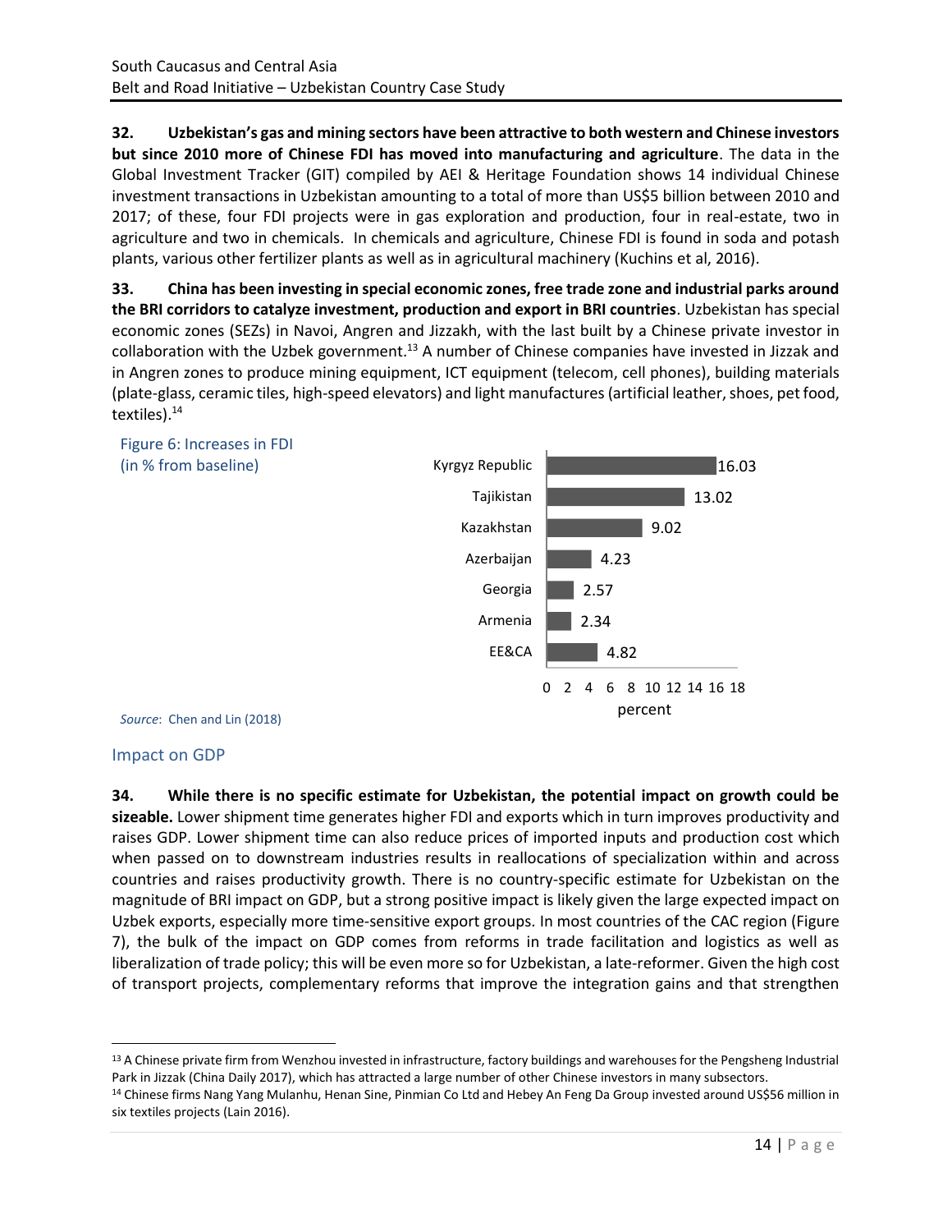**32. Uzbekistan's gas and mining sectors have been attractive to both western and Chinese investors but since 2010 more of Chinese FDI has moved into manufacturing and agriculture**. The data in the Global Investment Tracker (GIT) compiled by AEI & Heritage Foundation shows 14 individual Chinese investment transactions in Uzbekistan amounting to a total of more than US$5 billion between 2010 and 2017; of these, four FDI projects were in gas exploration and production, four in real-estate, two in agriculture and two in chemicals. In chemicals and agriculture, Chinese FDI is found in soda and potash plants, various other fertilizer plants as well as in agricultural machinery (Kuchins et al, 2016).

**33. China has been investing in special economic zones, free trade zone and industrial parks around the BRI corridors to catalyze investment, production and export in BRI countries**. Uzbekistan has special economic zones (SEZs) in Navoi, Angren and Jizzakh, with the last built by a Chinese private investor in collaboration with the Uzbek government.[13] A number of Chinese companies have invested in Jizzak and in Angren zones to produce mining equipment, ICT equipment (telecom, cell phones), building materials (plate-glass, ceramic tiles, high-speed elevators) and light manufactures (artificial leather, shoes, pet food, textiles).[14]

Figure 6: Increases in FDI (in % from baseline)

| Country | percent |
|---|---|
| Kyrgyz Republic | 16.03 |
| Tajikistan | 13.02 |
| Kazakhstan | 9.02 |
| Azerbaijan | 4.23 |
| Georgia | 2.57 |
| Armenia | 2.34 |
| EE&CA | 4.82 |

*Source*: Chen and Lin (2018)

## Impact on GDP

**34. While there is no specific estimate for Uzbekistan, the potential impact on growth could be sizeable.** Lower shipment time generates higher FDI and exports which in turn improves productivity and raises GDP. Lower shipment time can also reduce prices of imported inputs and production cost which when passed on to downstream industries results in reallocations of specialization within and across countries and raises productivity growth. There is no country-specific estimate for Uzbekistan on the magnitude of BRI impact on GDP, but a strong positive impact is likely given the large expected impact on Uzbek exports, especially more time-sensitive export groups. In most countries of the CAC region (Figure 7), the bulk of the impact on GDP comes from reforms in trade facilitation and logistics as well as liberalization of trade policy; this will be even more so for Uzbekistan, a late-reformer. Given the high cost of transport projects, complementary reforms that improve the integration gains and that strengthen

[13] A Chinese private firm from Wenzhou invested in infrastructure, factory buildings and warehouses for the Pengsheng Industrial Park in Jizzak (China Daily 2017), which has attracted a large number of other Chinese investors in many subsectors.

[14] Chinese firms Nang Yang Mulanhu, Henan Sine, Pinmian Co Ltd and Hebey An Feng Da Group invested around US$56 million in six textiles projects (Lain 2016).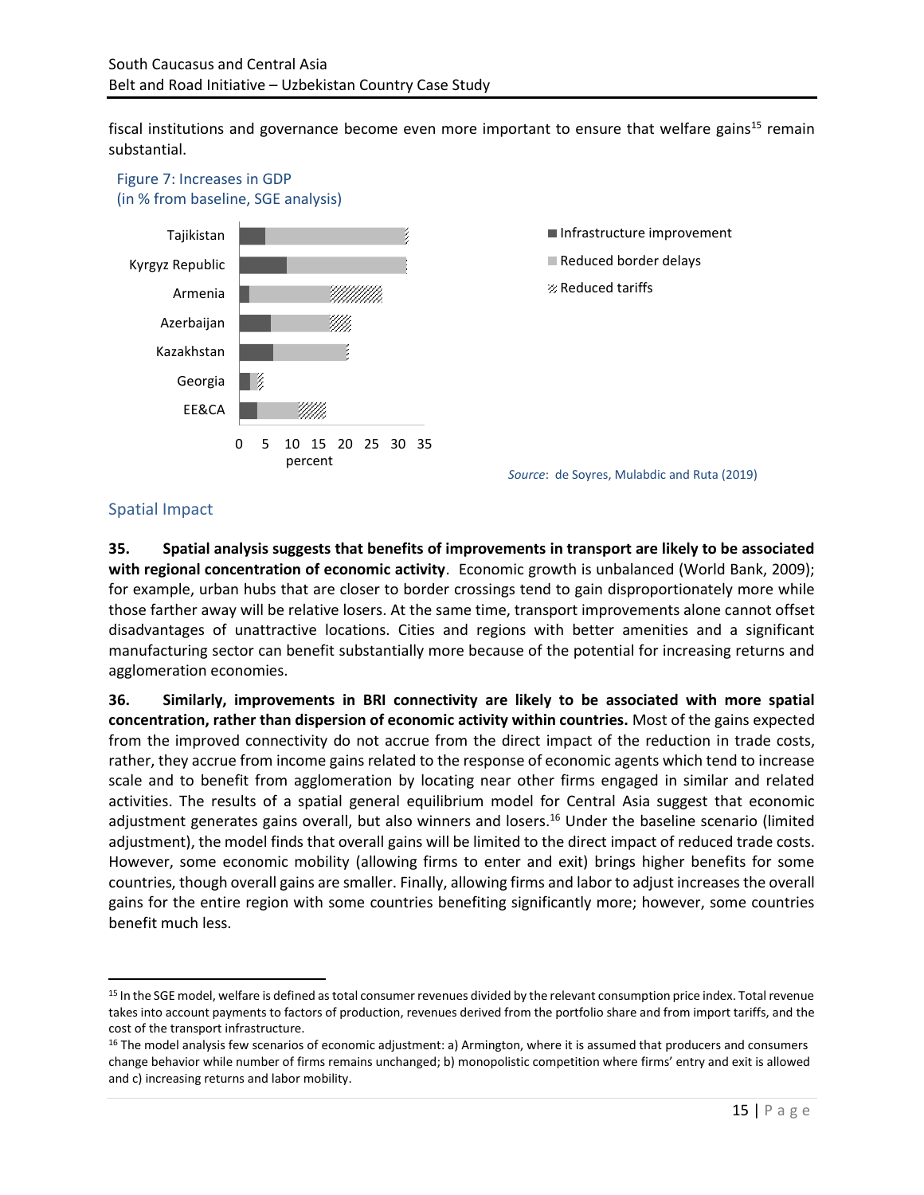fiscal institutions and governance become even more important to ensure that welfare gains[15] remain substantial.

Figure 7: Increases in GDP
(in % from baseline, SGE analysis)

Source: de Soyres, Mulabdic and Ruta (2019)

## Spatial Impact

**35. Spatial analysis suggests that benefits of improvements in transport are likely to be associated with regional concentration of economic activity**. Economic growth is unbalanced (World Bank, 2009); for example, urban hubs that are closer to border crossings tend to gain disproportionately more while those farther away will be relative losers. At the same time, transport improvements alone cannot offset disadvantages of unattractive locations. Cities and regions with better amenities and a significant manufacturing sector can benefit substantially more because of the potential for increasing returns and agglomeration economies.

**36. Similarly, improvements in BRI connectivity are likely to be associated with more spatial concentration, rather than dispersion of economic activity within countries.** Most of the gains expected from the improved connectivity do not accrue from the direct impact of the reduction in trade costs, rather, they accrue from income gains related to the response of economic agents which tend to increase scale and to benefit from agglomeration by locating near other firms engaged in similar and related activities. The results of a spatial general equilibrium model for Central Asia suggest that economic adjustment generates gains overall, but also winners and losers.[16] Under the baseline scenario (limited adjustment), the model finds that overall gains will be limited to the direct impact of reduced trade costs. However, some economic mobility (allowing firms to enter and exit) brings higher benefits for some countries, though overall gains are smaller. Finally, allowing firms and labor to adjust increases the overall gains for the entire region with some countries benefiting significantly more; however, some countries benefit much less.

---

[15] In the SGE model, welfare is defined as total consumer revenues divided by the relevant consumption price index. Total revenue takes into account payments to factors of production, revenues derived from the portfolio share and from import tariffs, and the cost of the transport infrastructure.

[16] The model analysis few scenarios of economic adjustment: a) Armington, where it is assumed that producers and consumers change behavior while number of firms remains unchanged; b) monopolistic competition where firms' entry and exit is allowed and c) increasing returns and labor mobility.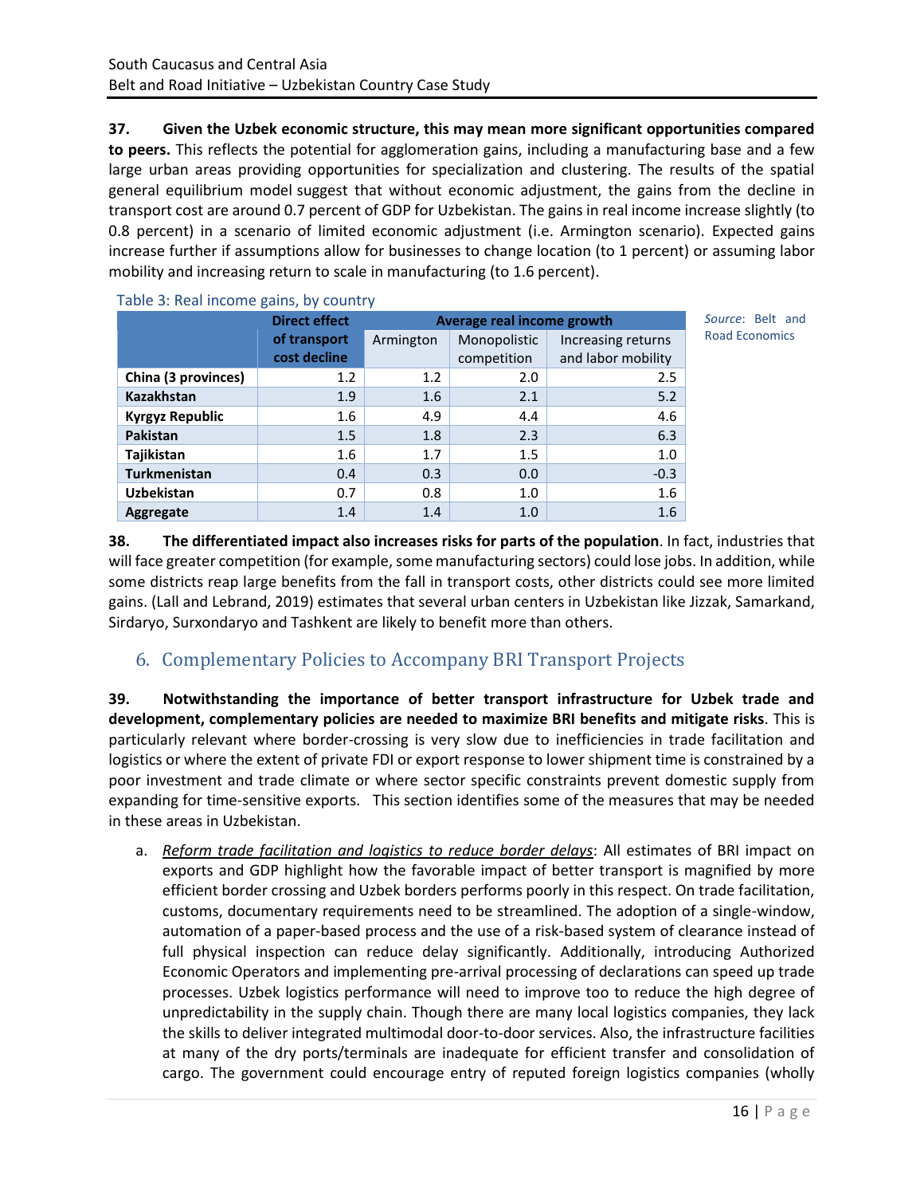**37. Given the Uzbek economic structure, this may mean more significant opportunities compared to peers.** This reflects the potential for agglomeration gains, including a manufacturing base and a few large urban areas providing opportunities for specialization and clustering. The results of the spatial general equilibrium model suggest that without economic adjustment, the gains from the decline in transport cost are around 0.7 percent of GDP for Uzbekistan. The gains in real income increase slightly (to 0.8 percent) in a scenario of limited economic adjustment (i.e. Armington scenario). Expected gains increase further if assumptions allow for businesses to change location (to 1 percent) or assuming labor mobility and increasing return to scale in manufacturing (to 1.6 percent).

Table 3: Real income gains, by country

| | Direct effect of transport cost decline | Average real income growth | | |
|---|---|---|---|---|
| | | Armington | Monopolistic competition | Increasing returns and labor mobility |
| **China (3 provinces)** | 1.2 | 1.2 | 2.0 | 2.5 |
| **Kazakhstan** | 1.9 | 1.6 | 2.1 | 5.2 |
| **Kyrgyz Republic** | 1.6 | 4.9 | 4.4 | 4.6 |
| **Pakistan** | 1.5 | 1.8 | 2.3 | 6.3 |
| **Tajikistan** | 1.6 | 1.7 | 1.5 | 1.0 |
| **Turkmenistan** | 0.4 | 0.3 | 0.0 | -0.3 |
| **Uzbekistan** | 0.7 | 0.8 | 1.0 | 1.6 |
| **Aggregate** | 1.4 | 1.4 | 1.0 | 1.6 |

*Source*: Belt and Road Economics

**38. The differentiated impact also increases risks for parts of the population**. In fact, industries that will face greater competition (for example, some manufacturing sectors) could lose jobs. In addition, while some districts reap large benefits from the fall in transport costs, other districts could see more limited gains. (Lall and Lebrand, 2019) estimates that several urban centers in Uzbekistan like Jizzak, Samarkand, Sirdaryo, Surxondaryo and Tashkent are likely to benefit more than others.

## 6. Complementary Policies to Accompany BRI Transport Projects

**39. Notwithstanding the importance of better transport infrastructure for Uzbek trade and development, complementary policies are needed to maximize BRI benefits and mitigate risks**. This is particularly relevant where border-crossing is very slow due to inefficiencies in trade facilitation and logistics or where the extent of private FDI or export response to lower shipment time is constrained by a poor investment and trade climate or where sector specific constraints prevent domestic supply from expanding for time-sensitive exports. This section identifies some of the measures that may be needed in these areas in Uzbekistan.

a. *Reform trade facilitation and logistics to reduce border delays*: All estimates of BRI impact on exports and GDP highlight how the favorable impact of better transport is magnified by more efficient border crossing and Uzbek borders performs poorly in this respect. On trade facilitation, customs, documentary requirements need to be streamlined. The adoption of a single-window, automation of a paper-based process and the use of a risk-based system of clearance instead of full physical inspection can reduce delay significantly. Additionally, introducing Authorized Economic Operators and implementing pre-arrival processing of declarations can speed up trade processes. Uzbek logistics performance will need to improve too to reduce the high degree of unpredictability in the supply chain. Though there are many local logistics companies, they lack the skills to deliver integrated multimodal door-to-door services. Also, the infrastructure facilities at many of the dry ports/terminals are inadequate for efficient transfer and consolidation of cargo. The government could encourage entry of reputed foreign logistics companies (wholly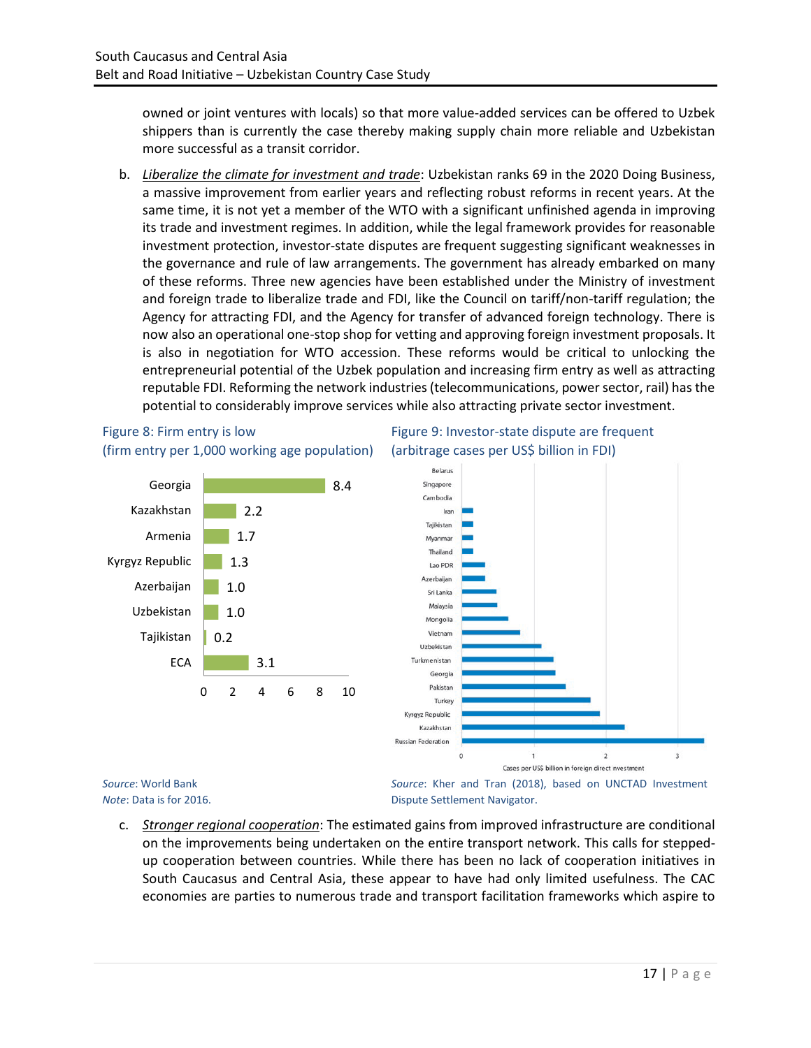owned or joint ventures with locals) so that more value-added services can be offered to Uzbek shippers than is currently the case thereby making supply chain more reliable and Uzbekistan more successful as a transit corridor.

b. *Liberalize the climate for investment and trade*: Uzbekistan ranks 69 in the 2020 Doing Business, a massive improvement from earlier years and reflecting robust reforms in recent years. At the same time, it is not yet a member of the WTO with a significant unfinished agenda in improving its trade and investment regimes. In addition, while the legal framework provides for reasonable investment protection, investor-state disputes are frequent suggesting significant weaknesses in the governance and rule of law arrangements. The government has already embarked on many of these reforms. Three new agencies have been established under the Ministry of investment and foreign trade to liberalize trade and FDI, like the Council on tariff/non-tariff regulation; the Agency for attracting FDI, and the Agency for transfer of advanced foreign technology. There is now also an operational one-stop shop for vetting and approving foreign investment proposals. It is also in negotiation for WTO accession. These reforms would be critical to unlocking the entrepreneurial potential of the Uzbek population and increasing firm entry as well as attracting reputable FDI. Reforming the network industries (telecommunications, power sector, rail) has the potential to considerably improve services while also attracting private sector investment.

Figure 8: Firm entry is low
(firm entry per 1,000 working age population)

| Country | Firm entry |
|---|---|
| Georgia | 8.4 |
| Kazakhstan | 2.2 |
| Armenia | 1.7 |
| Kyrgyz Republic | 1.3 |
| Azerbaijan | 1.0 |
| Uzbekistan | 1.0 |
| Tajikistan | 0.2 |
| ECA | 3.1 |

*Source*: World Bank
*Note*: Data is for 2016.

Figure 9: Investor-state dispute are frequent
(arbitrage cases per US$ billion in FDI)

Countries shown (Cases per US$ billion in foreign direct investment, axis 0–3): Belarus, Singapore, Cambodia, Iran, Tajikistan, Myanmar, Thailand, Lao PDR, Azerbaijan, Sri Lanka, Malaysia, Mongolia, Vietnam, Uzbekistan, Turkmenistan, Georgia, Pakistan, Turkey, Kyrgyz Republic, Kazakhstan, Russian Federation

*Source*: Kher and Tran (2018), based on UNCTAD Investment Dispute Settlement Navigator.

c. *Stronger regional cooperation*: The estimated gains from improved infrastructure are conditional on the improvements being undertaken on the entire transport network. This calls for stepped-up cooperation between countries. While there has been no lack of cooperation initiatives in South Caucasus and Central Asia, these appear to have had only limited usefulness. The CAC economies are parties to numerous trade and transport facilitation frameworks which aspire to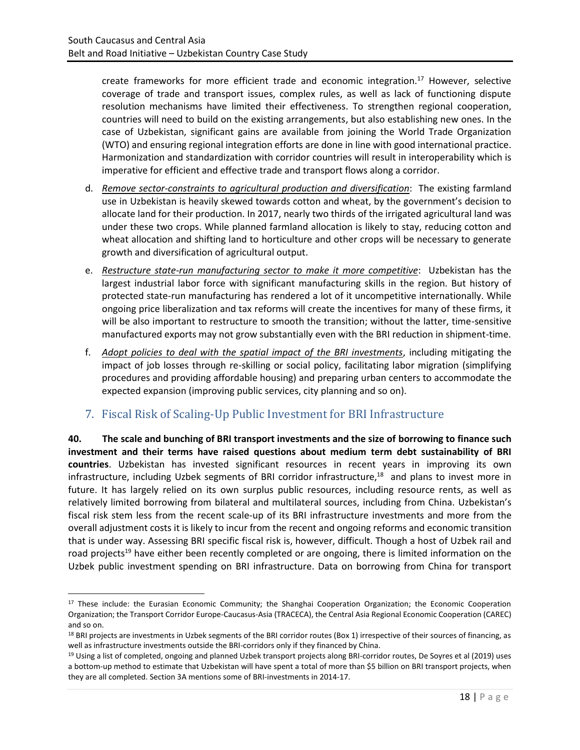create frameworks for more efficient trade and economic integration.[17] However, selective coverage of trade and transport issues, complex rules, as well as lack of functioning dispute resolution mechanisms have limited their effectiveness. To strengthen regional cooperation, countries will need to build on the existing arrangements, but also establishing new ones. In the case of Uzbekistan, significant gains are available from joining the World Trade Organization (WTO) and ensuring regional integration efforts are done in line with good international practice. Harmonization and standardization with corridor countries will result in interoperability which is imperative for efficient and effective trade and transport flows along a corridor.

d. *Remove sector-constraints to agricultural production and diversification*: The existing farmland use in Uzbekistan is heavily skewed towards cotton and wheat, by the government's decision to allocate land for their production. In 2017, nearly two thirds of the irrigated agricultural land was under these two crops. While planned farmland allocation is likely to stay, reducing cotton and wheat allocation and shifting land to horticulture and other crops will be necessary to generate growth and diversification of agricultural output.

e. *Restructure state-run manufacturing sector to make it more competitive*: Uzbekistan has the largest industrial labor force with significant manufacturing skills in the region. But history of protected state-run manufacturing has rendered a lot of it uncompetitive internationally. While ongoing price liberalization and tax reforms will create the incentives for many of these firms, it will be also important to restructure to smooth the transition; without the latter, time-sensitive manufactured exports may not grow substantially even with the BRI reduction in shipment-time.

f. *Adopt policies to deal with the spatial impact of the BRI investments*, including mitigating the impact of job losses through re-skilling or social policy, facilitating labor migration (simplifying procedures and providing affordable housing) and preparing urban centers to accommodate the expected expansion (improving public services, city planning and so on).

## 7. Fiscal Risk of Scaling-Up Public Investment for BRI Infrastructure

**40. The scale and bunching of BRI transport investments and the size of borrowing to finance such investment and their terms have raised questions about medium term debt sustainability of BRI countries**. Uzbekistan has invested significant resources in recent years in improving its own infrastructure, including Uzbek segments of BRI corridor infrastructure,[18] and plans to invest more in future. It has largely relied on its own surplus public resources, including resource rents, as well as relatively limited borrowing from bilateral and multilateral sources, including from China. Uzbekistan's fiscal risk stem less from the recent scale-up of its BRI infrastructure investments and more from the overall adjustment costs it is likely to incur from the recent and ongoing reforms and economic transition that is under way. Assessing BRI specific fiscal risk is, however, difficult. Though a host of Uzbek rail and road projects[19] have either been recently completed or are ongoing, there is limited information on the Uzbek public investment spending on BRI infrastructure. Data on borrowing from China for transport

---

[17] These include: the Eurasian Economic Community; the Shanghai Cooperation Organization; the Economic Cooperation Organization; the Transport Corridor Europe-Caucasus-Asia (TRACECA), the Central Asia Regional Economic Cooperation (CAREC) and so on.

[18] BRI projects are investments in Uzbek segments of the BRI corridor routes (Box 1) irrespective of their sources of financing, as well as infrastructure investments outside the BRI-corridors only if they financed by China.

[19] Using a list of completed, ongoing and planned Uzbek transport projects along BRI-corridor routes, De Soyres et al (2019) uses a bottom-up method to estimate that Uzbekistan will have spent a total of more than $5 billion on BRI transport projects, when they are all completed. Section 3A mentions some of BRI-investments in 2014-17.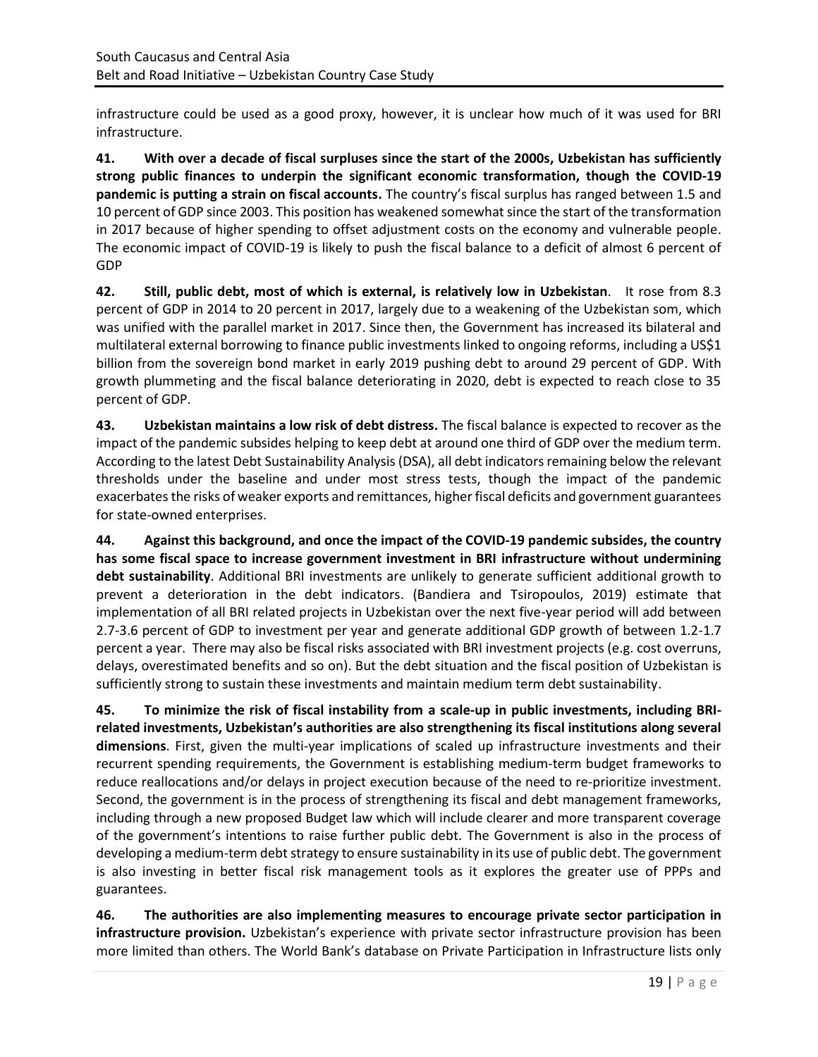infrastructure could be used as a good proxy, however, it is unclear how much of it was used for BRI infrastructure.

**41. With over a decade of fiscal surpluses since the start of the 2000s, Uzbekistan has sufficiently strong public finances to underpin the significant economic transformation, though the COVID-19 pandemic is putting a strain on fiscal accounts.** The country's fiscal surplus has ranged between 1.5 and 10 percent of GDP since 2003. This position has weakened somewhat since the start of the transformation in 2017 because of higher spending to offset adjustment costs on the economy and vulnerable people. The economic impact of COVID-19 is likely to push the fiscal balance to a deficit of almost 6 percent of GDP

**42. Still, public debt, most of which is external, is relatively low in Uzbekistan**. It rose from 8.3 percent of GDP in 2014 to 20 percent in 2017, largely due to a weakening of the Uzbekistan som, which was unified with the parallel market in 2017. Since then, the Government has increased its bilateral and multilateral external borrowing to finance public investments linked to ongoing reforms, including a US$1 billion from the sovereign bond market in early 2019 pushing debt to around 29 percent of GDP. With growth plummeting and the fiscal balance deteriorating in 2020, debt is expected to reach close to 35 percent of GDP.

**43. Uzbekistan maintains a low risk of debt distress.** The fiscal balance is expected to recover as the impact of the pandemic subsides helping to keep debt at around one third of GDP over the medium term. According to the latest Debt Sustainability Analysis (DSA), all debt indicators remaining below the relevant thresholds under the baseline and under most stress tests, though the impact of the pandemic exacerbates the risks of weaker exports and remittances, higher fiscal deficits and government guarantees for state-owned enterprises.

**44. Against this background, and once the impact of the COVID-19 pandemic subsides, the country has some fiscal space to increase government investment in BRI infrastructure without undermining debt sustainability**. Additional BRI investments are unlikely to generate sufficient additional growth to prevent a deterioration in the debt indicators. (Bandiera and Tsiropoulos, 2019) estimate that implementation of all BRI related projects in Uzbekistan over the next five-year period will add between 2.7-3.6 percent of GDP to investment per year and generate additional GDP growth of between 1.2-1.7 percent a year. There may also be fiscal risks associated with BRI investment projects (e.g. cost overruns, delays, overestimated benefits and so on). But the debt situation and the fiscal position of Uzbekistan is sufficiently strong to sustain these investments and maintain medium term debt sustainability.

**45. To minimize the risk of fiscal instability from a scale-up in public investments, including BRI-related investments, Uzbekistan's authorities are also strengthening its fiscal institutions along several dimensions**. First, given the multi-year implications of scaled up infrastructure investments and their recurrent spending requirements, the Government is establishing medium-term budget frameworks to reduce reallocations and/or delays in project execution because of the need to re-prioritize investment. Second, the government is in the process of strengthening its fiscal and debt management frameworks, including through a new proposed Budget law which will include clearer and more transparent coverage of the government's intentions to raise further public debt. The Government is also in the process of developing a medium-term debt strategy to ensure sustainability in its use of public debt. The government is also investing in better fiscal risk management tools as it explores the greater use of PPPs and guarantees.

**46. The authorities are also implementing measures to encourage private sector participation in infrastructure provision.** Uzbekistan's experience with private sector infrastructure provision has been more limited than others. The World Bank's database on Private Participation in Infrastructure lists only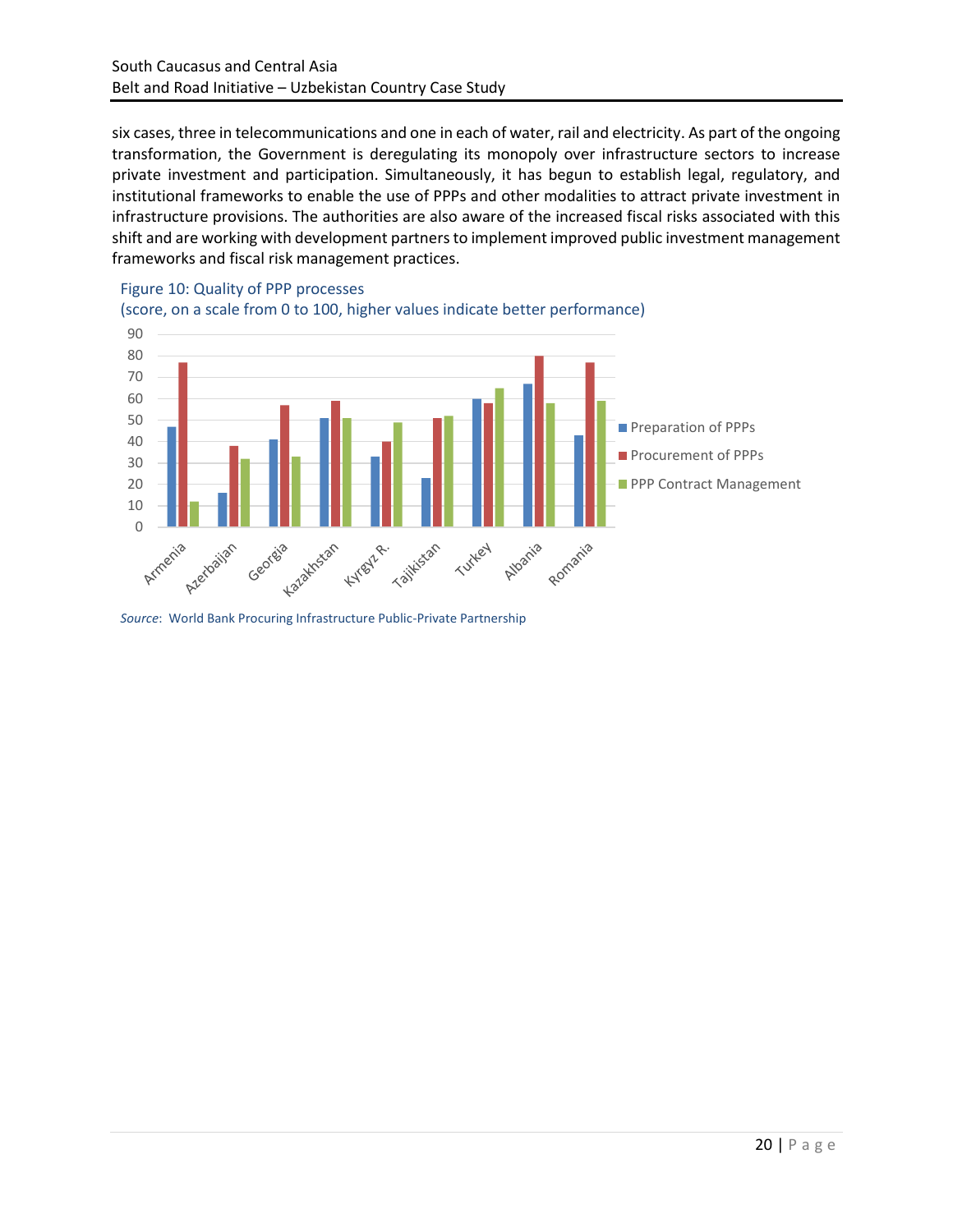six cases, three in telecommunications and one in each of water, rail and electricity. As part of the ongoing transformation, the Government is deregulating its monopoly over infrastructure sectors to increase private investment and participation. Simultaneously, it has begun to establish legal, regulatory, and institutional frameworks to enable the use of PPPs and other modalities to attract private investment in infrastructure provisions. The authorities are also aware of the increased fiscal risks associated with this shift and are working with development partners to implement improved public investment management frameworks and fiscal risk management practices.

Figure 10: Quality of PPP processes
(score, on a scale from 0 to 100, higher values indicate better performance)

*Source*: World Bank Procuring Infrastructure Public-Private Partnership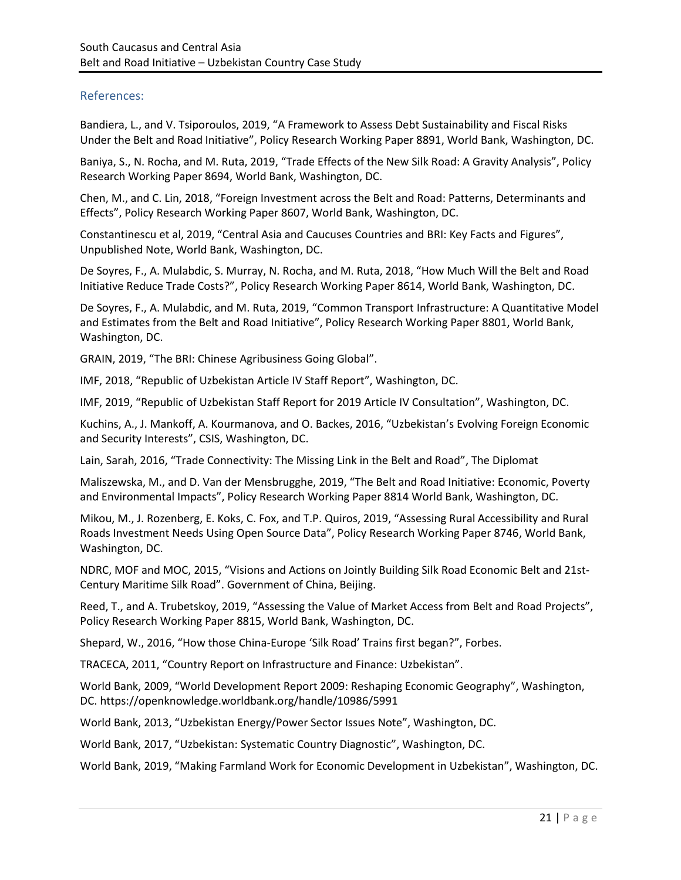## References:

Bandiera, L., and V. Tsiporoulos, 2019, "A Framework to Assess Debt Sustainability and Fiscal Risks Under the Belt and Road Initiative", Policy Research Working Paper 8891, World Bank, Washington, DC.

Baniya, S., N. Rocha, and M. Ruta, 2019, "Trade Effects of the New Silk Road: A Gravity Analysis", Policy Research Working Paper 8694, World Bank, Washington, DC.

Chen, M., and C. Lin, 2018, "Foreign Investment across the Belt and Road: Patterns, Determinants and Effects", Policy Research Working Paper 8607, World Bank, Washington, DC.

Constantinescu et al, 2019, "Central Asia and Caucuses Countries and BRI: Key Facts and Figures", Unpublished Note, World Bank, Washington, DC.

De Soyres, F., A. Mulabdic, S. Murray, N. Rocha, and M. Ruta, 2018, "How Much Will the Belt and Road Initiative Reduce Trade Costs?", Policy Research Working Paper 8614, World Bank, Washington, DC.

De Soyres, F., A. Mulabdic, and M. Ruta, 2019, "Common Transport Infrastructure: A Quantitative Model and Estimates from the Belt and Road Initiative", Policy Research Working Paper 8801, World Bank, Washington, DC.

GRAIN, 2019, "The BRI: Chinese Agribusiness Going Global".

IMF, 2018, "Republic of Uzbekistan Article IV Staff Report", Washington, DC.

IMF, 2019, "Republic of Uzbekistan Staff Report for 2019 Article IV Consultation", Washington, DC.

Kuchins, A., J. Mankoff, A. Kourmanova, and O. Backes, 2016, "Uzbekistan's Evolving Foreign Economic and Security Interests", CSIS, Washington, DC.

Lain, Sarah, 2016, "Trade Connectivity: The Missing Link in the Belt and Road", The Diplomat

Maliszewska, M., and D. Van der Mensbrugghe, 2019, "The Belt and Road Initiative: Economic, Poverty and Environmental Impacts", Policy Research Working Paper 8814 World Bank, Washington, DC.

Mikou, M., J. Rozenberg, E. Koks, C. Fox, and T.P. Quiros, 2019, "Assessing Rural Accessibility and Rural Roads Investment Needs Using Open Source Data", Policy Research Working Paper 8746, World Bank, Washington, DC.

NDRC, MOF and MOC, 2015, "Visions and Actions on Jointly Building Silk Road Economic Belt and 21st-Century Maritime Silk Road". Government of China, Beijing.

Reed, T., and A. Trubetskoy, 2019, "Assessing the Value of Market Access from Belt and Road Projects", Policy Research Working Paper 8815, World Bank, Washington, DC.

Shepard, W., 2016, "How those China-Europe 'Silk Road' Trains first began?", Forbes.

TRACECA, 2011, "Country Report on Infrastructure and Finance: Uzbekistan".

World Bank, 2009, "World Development Report 2009: Reshaping Economic Geography", Washington, DC. https://openknowledge.worldbank.org/handle/10986/5991

World Bank, 2013, "Uzbekistan Energy/Power Sector Issues Note", Washington, DC.

World Bank, 2017, "Uzbekistan: Systematic Country Diagnostic", Washington, DC.

World Bank, 2019, "Making Farmland Work for Economic Development in Uzbekistan", Washington, DC.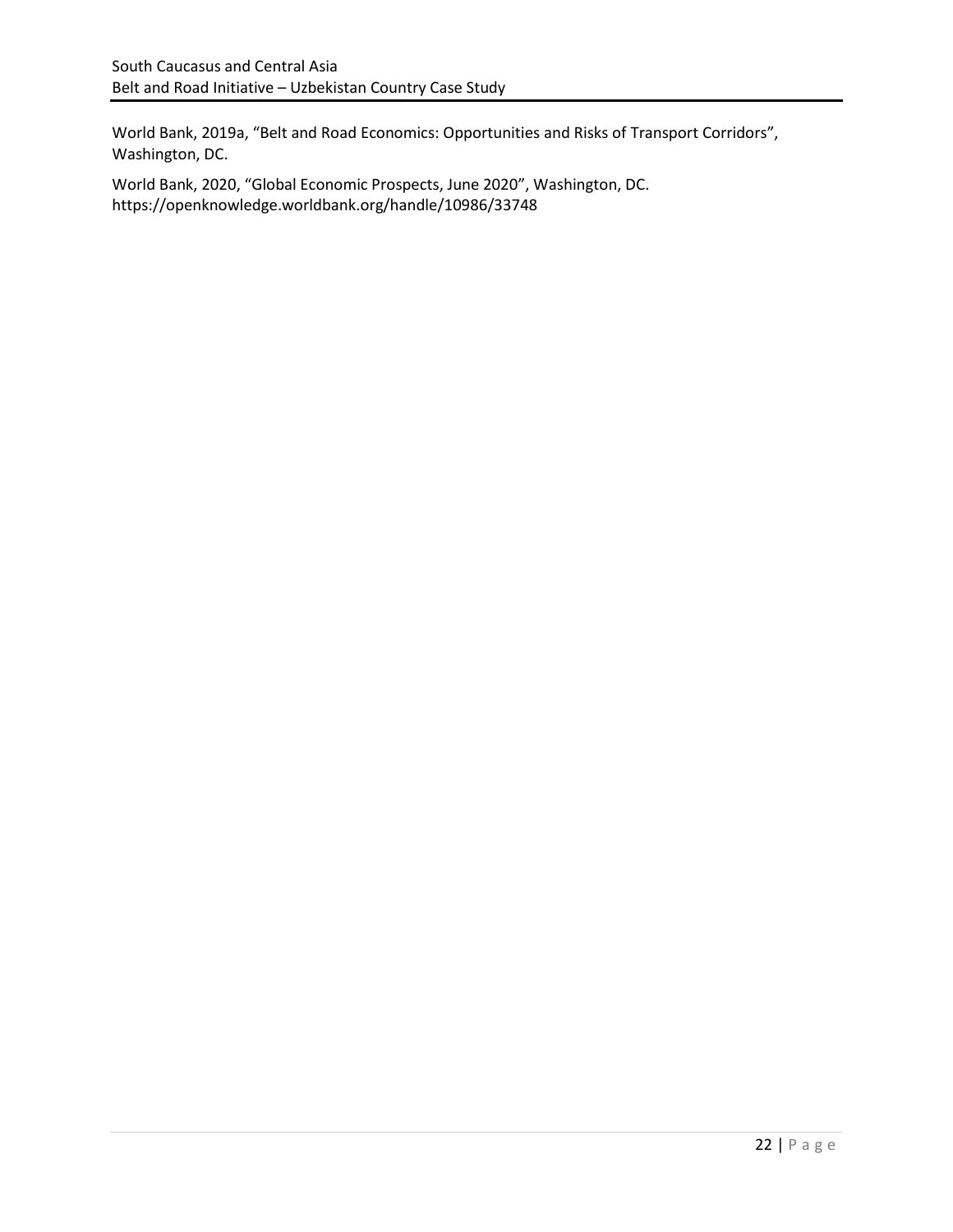World Bank, 2019a, "Belt and Road Economics: Opportunities and Risks of Transport Corridors", Washington, DC.

World Bank, 2020, "Global Economic Prospects, June 2020", Washington, DC. https://openknowledge.worldbank.org/handle/10986/33748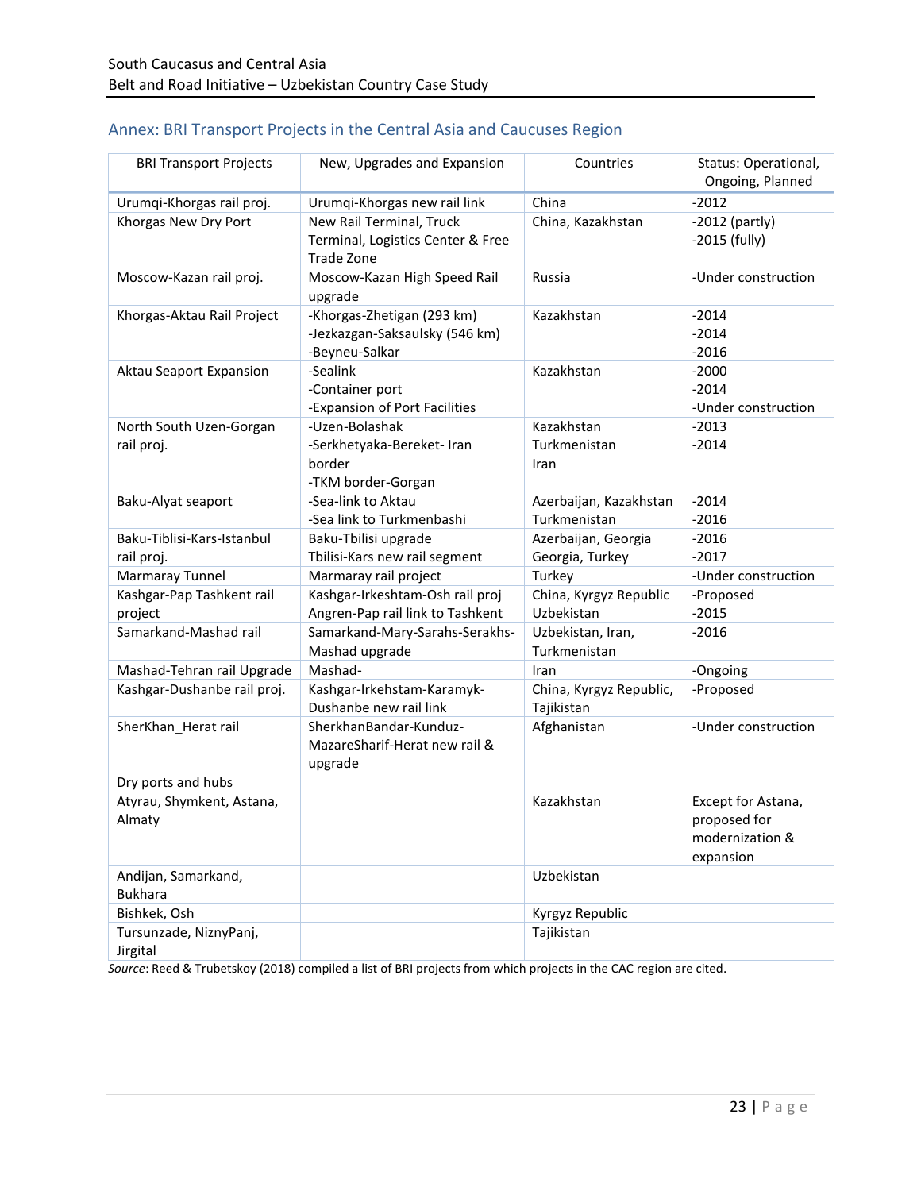## Annex: BRI Transport Projects in the Central Asia and Caucuses Region

| BRI Transport Projects | New, Upgrades and Expansion | Countries | Status: Operational, Ongoing, Planned |
|---|---|---|---|
| Urumqi-Khorgas rail proj. | Urumqi-Khorgas new rail link | China | -2012 |
| Khorgas New Dry Port | New Rail Terminal, Truck Terminal, Logistics Center & Free Trade Zone | China, Kazakhstan | -2012 (partly)<br>-2015 (fully) |
| Moscow-Kazan rail proj. | Moscow-Kazan High Speed Rail upgrade | Russia | -Under construction |
| Khorgas-Aktau Rail Project | -Khorgas-Zhetigan (293 km)<br>-Jezkazgan-Saksaulsky (546 km)<br>-Beyneu-Salkar | Kazakhstan | -2014<br>-2014<br>-2016 |
| Aktau Seaport Expansion | -Sealink<br>-Container port<br>-Expansion of Port Facilities | Kazakhstan | -2000<br>-2014<br>-Under construction |
| North South Uzen-Gorgan rail proj. | -Uzen-Bolashak<br>-Serkhetyaka-Bereket- Iran border<br>-TKM border-Gorgan | Kazakhstan<br>Turkmenistan<br>Iran | -2013<br>-2014 |
| Baku-Alyat seaport | -Sea-link to Aktau<br>-Sea link to Turkmenbashi | Azerbaijan, Kazakhstan<br>Turkmenistan | -2014<br>-2016 |
| Baku-Tiblisi-Kars-Istanbul rail proj. | Baku-Tbilisi upgrade<br>Tbilisi-Kars new rail segment | Azerbaijan, Georgia<br>Georgia, Turkey | -2016<br>-2017 |
| Marmaray Tunnel | Marmaray rail project | Turkey | -Under construction |
| Kashgar-Pap Tashkent rail project | Kashgar-Irkeshtam-Osh rail proj<br>Angren-Pap rail link to Tashkent | China, Kyrgyz Republic<br>Uzbekistan | -Proposed<br>-2015 |
| Samarkand-Mashad rail | Samarkand-Mary-Sarahs-Serakhs-Mashad upgrade | Uzbekistan, Iran, Turkmenistan | -2016 |
| Mashad-Tehran rail Upgrade | Mashad- | Iran | -Ongoing |
| Kashgar-Dushanbe rail proj. | Kashgar-Irkehstam-Karamyk-Dushanbe new rail link | China, Kyrgyz Republic, Tajikistan | -Proposed |
| SherKhan_Herat rail | SherkhanBandar-Kunduz-MazareSharif-Herat new rail & upgrade | Afghanistan | -Under construction |
| Dry ports and hubs | | | |
| Atyrau, Shymkent, Astana, Almaty | | Kazakhstan | Except for Astana, proposed for modernization & expansion |
| Andijan, Samarkand, Bukhara | | Uzbekistan | |
| Bishkek, Osh | | Kyrgyz Republic | |
| Tursunzade, NiznyPanj, Jirgital | | Tajikistan | |

*Source*: Reed & Trubetskoy (2018) compiled a list of BRI projects from which projects in the CAC region are cited.